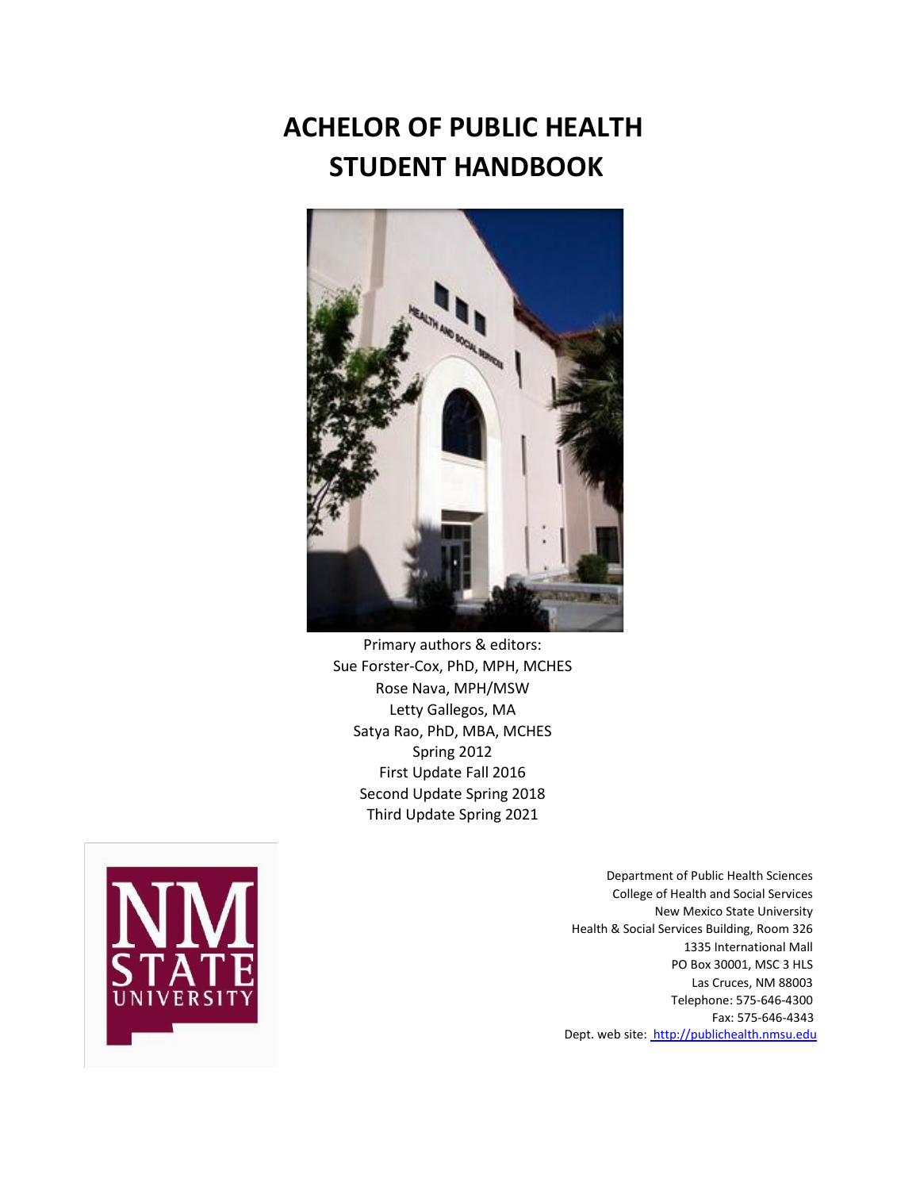# ACHELOR OF PUBLIC HEALTH
# STUDENT HANDBOOK

Primary authors & editors:
Sue Forster-Cox, PhD, MPH, MCHES
Rose Nava, MPH/MSW
Letty Gallegos, MA
Satya Rao, PhD, MBA, MCHES
Spring 2012
First Update Fall 2016
Second Update Spring 2018
Third Update Spring 2021

Department of Public Health Sciences
College of Health and Social Services
New Mexico State University
Health & Social Services Building, Room 326
1335 International Mall
PO Box 30001, MSC 3 HLS
Las Cruces, NM 88003
Telephone: 575-646-4300
Fax: 575-646-4343
Dept. web site: http://publichealth.nmsu.edu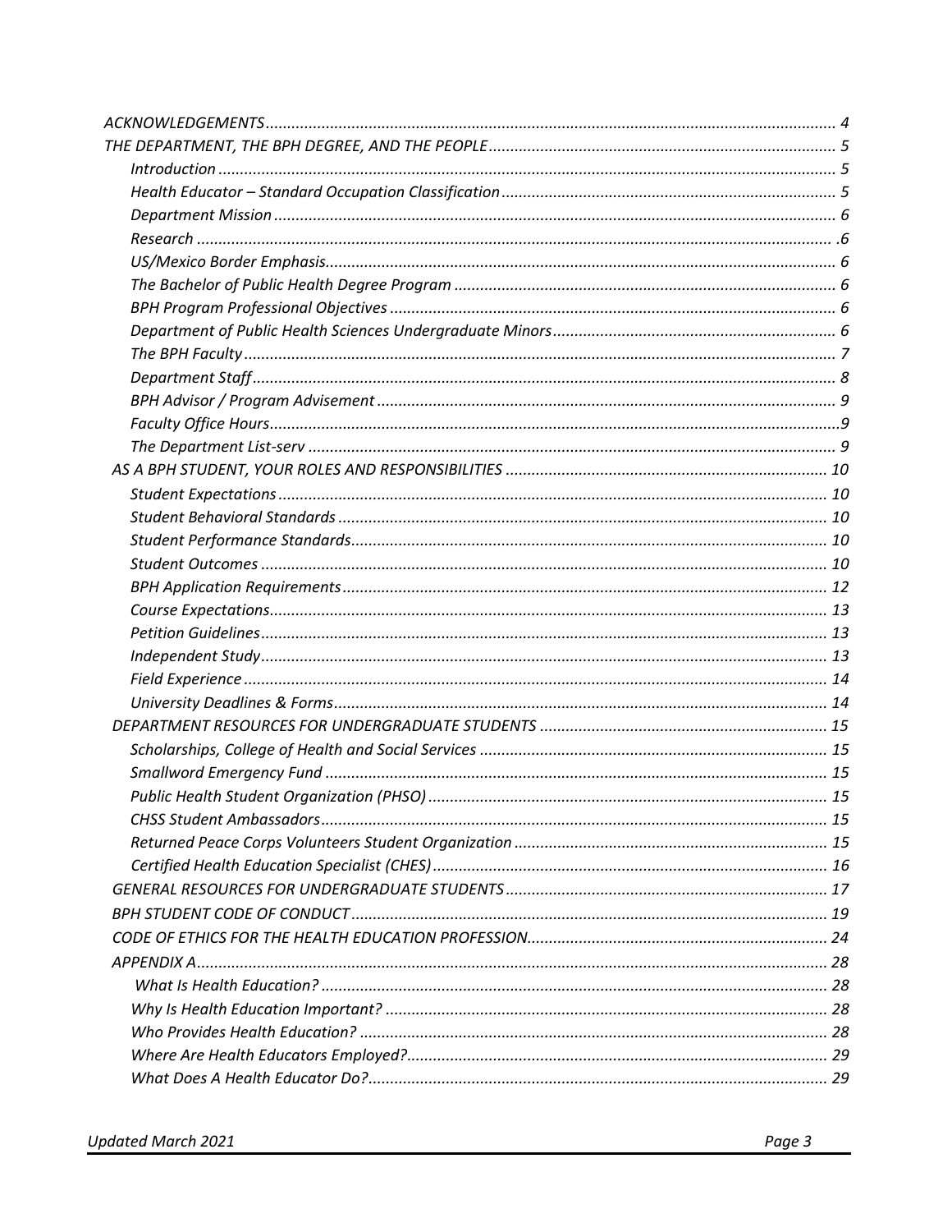*ACKNOWLEDGEMENTS* ..... 4

*THE DEPARTMENT, THE BPH DEGREE, AND THE PEOPLE* ..... 5

- *Introduction* ..... 5
- *Health Educator – Standard Occupation Classification* ..... 5
- *Department Mission* ..... 6
- *Research* ..... .6
- *US/Mexico Border Emphasis* ..... 6
- *The Bachelor of Public Health Degree Program* ..... 6
- *BPH Program Professional Objectives* ..... 6
- *Department of Public Health Sciences Undergraduate Minors* ..... 6
- *The BPH Faculty* ..... 7
- *Department Staff* ..... 8
- *BPH Advisor / Program Advisement* ..... 9
- *Faculty Office Hours* ..... 9
- *The Department List-serv* ..... 9

*AS A BPH STUDENT, YOUR ROLES AND RESPONSIBILITIES* ..... 10

- *Student Expectations* ..... 10
- *Student Behavioral Standards* ..... 10
- *Student Performance Standards* ..... 10
- *Student Outcomes* ..... 10
- *BPH Application Requirements* ..... 12
- *Course Expectations* ..... 13
- *Petition Guidelines* ..... 13
- *Independent Study* ..... 13
- *Field Experience* ..... 14
- *University Deadlines & Forms* ..... 14

*DEPARTMENT RESOURCES FOR UNDERGRADUATE STUDENTS* ..... 15

- *Scholarships, College of Health and Social Services* ..... 15
- *Smallword Emergency Fund* ..... 15
- *Public Health Student Organization (PHSO)* ..... 15
- *CHSS Student Ambassadors* ..... 15
- *Returned Peace Corps Volunteers Student Organization* ..... 15
- *Certified Health Education Specialist (CHES)* ..... 16

*GENERAL RESOURCES FOR UNDERGRADUATE STUDENTS* ..... 17

*BPH STUDENT CODE OF CONDUCT* ..... 19

*CODE OF ETHICS FOR THE HEALTH EDUCATION PROFESSION* ..... 24

*APPENDIX A* ..... 28

- *What Is Health Education?* ..... 28
- *Why Is Health Education Important?* ..... 28
- *Who Provides Health Education?* ..... 28
- *Where Are Health Educators Employed?* ..... 29
- *What Does A Health Educator Do?* ..... 29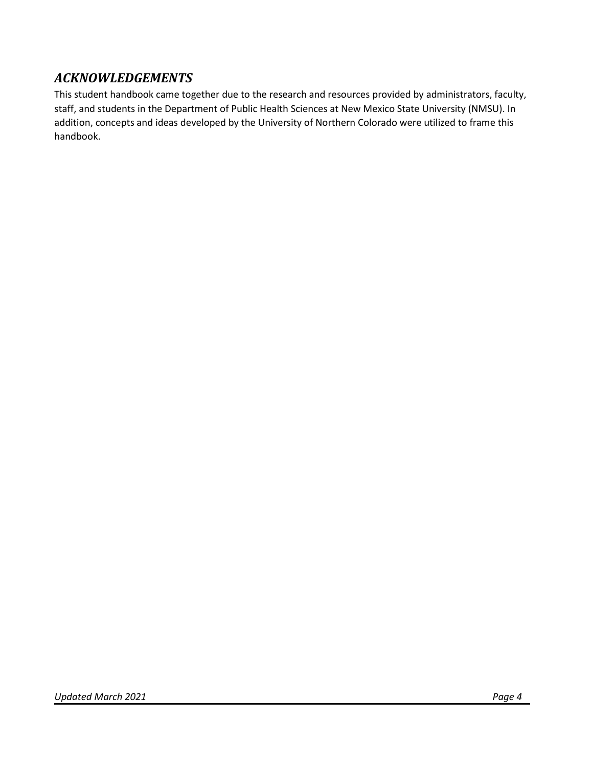## *ACKNOWLEDGEMENTS*

This student handbook came together due to the research and resources provided by administrators, faculty, staff, and students in the Department of Public Health Sciences at New Mexico State University (NMSU). In addition, concepts and ideas developed by the University of Northern Colorado were utilized to frame this handbook.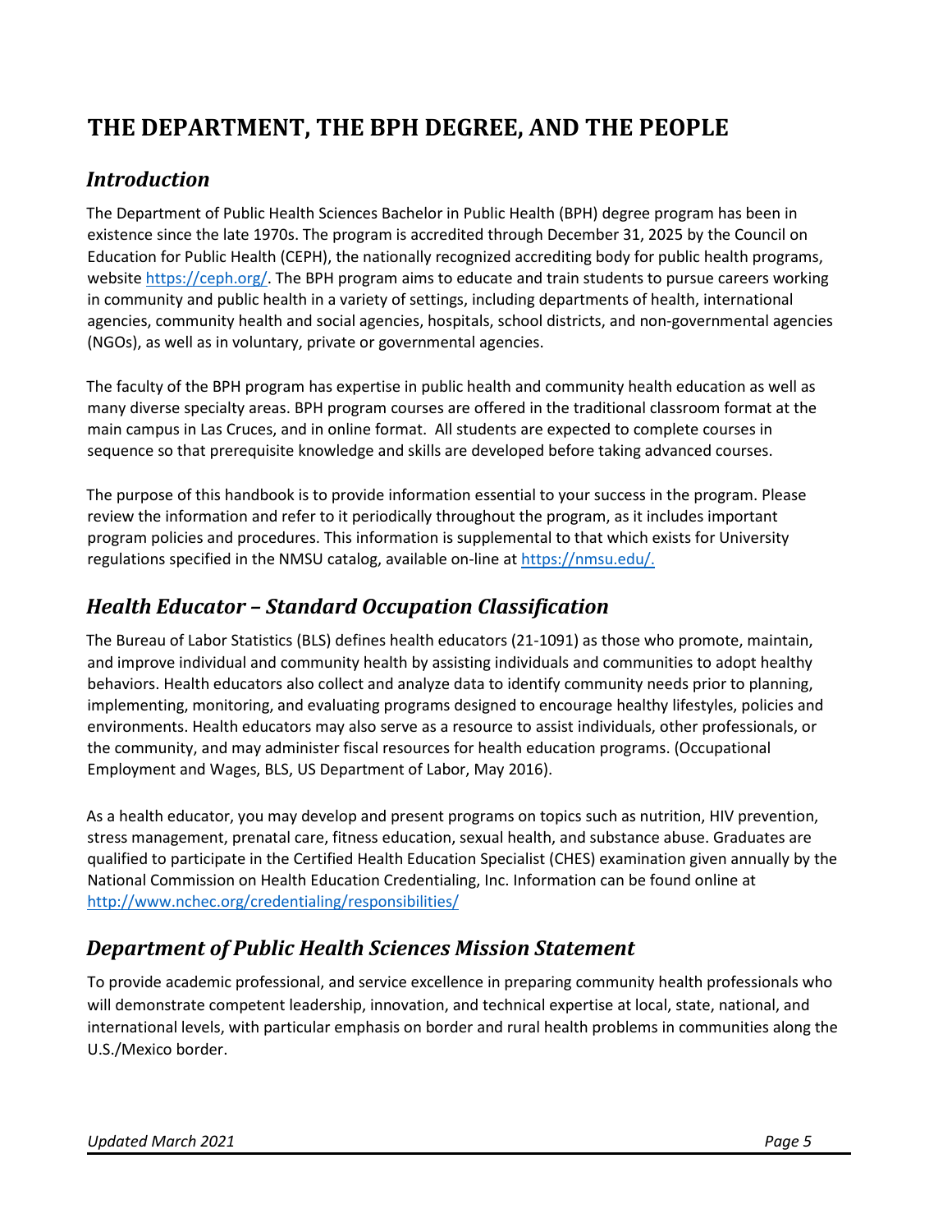# THE DEPARTMENT, THE BPH DEGREE, AND THE PEOPLE

## *Introduction*

The Department of Public Health Sciences Bachelor in Public Health (BPH) degree program has been in existence since the late 1970s. The program is accredited through December 31, 2025 by the Council on Education for Public Health (CEPH), the nationally recognized accrediting body for public health programs, website https://ceph.org/. The BPH program aims to educate and train students to pursue careers working in community and public health in a variety of settings, including departments of health, international agencies, community health and social agencies, hospitals, school districts, and non-governmental agencies (NGOs), as well as in voluntary, private or governmental agencies.

The faculty of the BPH program has expertise in public health and community health education as well as many diverse specialty areas. BPH program courses are offered in the traditional classroom format at the main campus in Las Cruces, and in online format. All students are expected to complete courses in sequence so that prerequisite knowledge and skills are developed before taking advanced courses.

The purpose of this handbook is to provide information essential to your success in the program. Please review the information and refer to it periodically throughout the program, as it includes important program policies and procedures. This information is supplemental to that which exists for University regulations specified in the NMSU catalog, available on-line at https://nmsu.edu/.

## *Health Educator – Standard Occupation Classification*

The Bureau of Labor Statistics (BLS) defines health educators (21-1091) as those who promote, maintain, and improve individual and community health by assisting individuals and communities to adopt healthy behaviors. Health educators also collect and analyze data to identify community needs prior to planning, implementing, monitoring, and evaluating programs designed to encourage healthy lifestyles, policies and environments. Health educators may also serve as a resource to assist individuals, other professionals, or the community, and may administer fiscal resources for health education programs. (Occupational Employment and Wages, BLS, US Department of Labor, May 2016).

As a health educator, you may develop and present programs on topics such as nutrition, HIV prevention, stress management, prenatal care, fitness education, sexual health, and substance abuse. Graduates are qualified to participate in the Certified Health Education Specialist (CHES) examination given annually by the National Commission on Health Education Credentialing, Inc. Information can be found online at http://www.nchec.org/credentialing/responsibilities/

## *Department of Public Health Sciences Mission Statement*

To provide academic professional, and service excellence in preparing community health professionals who will demonstrate competent leadership, innovation, and technical expertise at local, state, national, and international levels, with particular emphasis on border and rural health problems in communities along the U.S./Mexico border.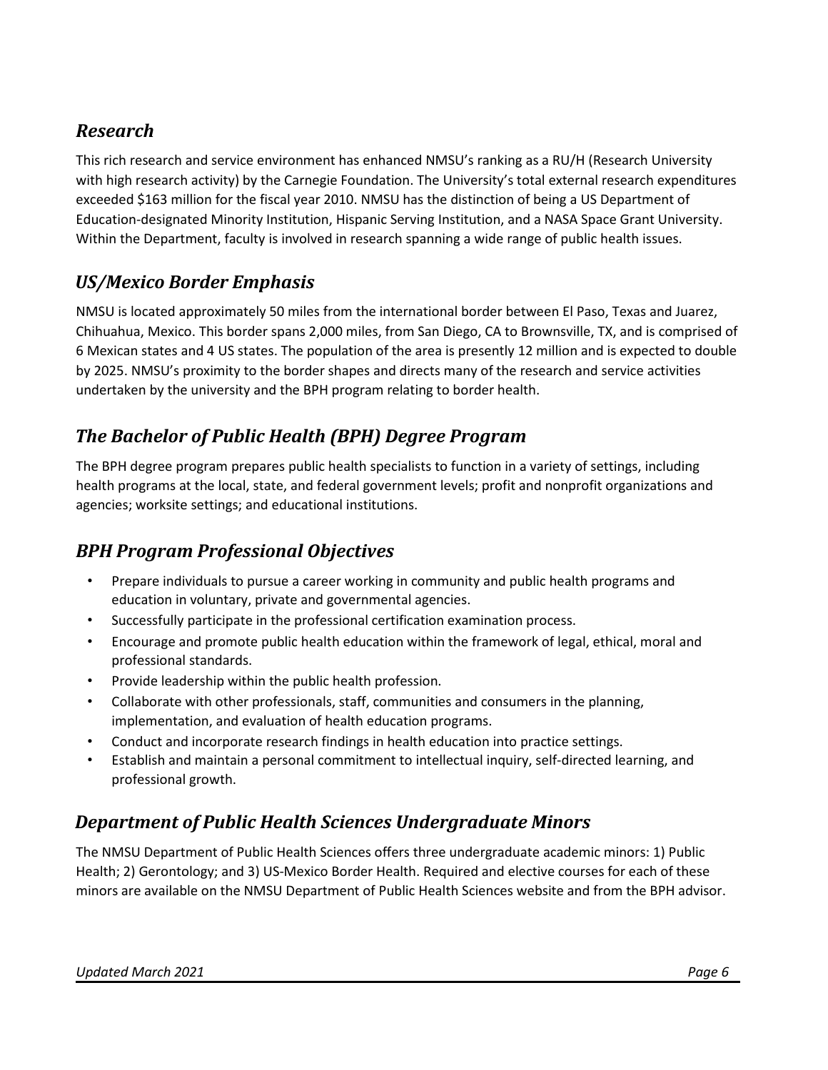## *Research*

This rich research and service environment has enhanced NMSU's ranking as a RU/H (Research University with high research activity) by the Carnegie Foundation. The University's total external research expenditures exceeded $163 million for the fiscal year 2010. NMSU has the distinction of being a US Department of Education-designated Minority Institution, Hispanic Serving Institution, and a NASA Space Grant University. Within the Department, faculty is involved in research spanning a wide range of public health issues.

## *US/Mexico Border Emphasis*

NMSU is located approximately 50 miles from the international border between El Paso, Texas and Juarez, Chihuahua, Mexico. This border spans 2,000 miles, from San Diego, CA to Brownsville, TX, and is comprised of 6 Mexican states and 4 US states. The population of the area is presently 12 million and is expected to double by 2025. NMSU's proximity to the border shapes and directs many of the research and service activities undertaken by the university and the BPH program relating to border health.

## *The Bachelor of Public Health (BPH) Degree Program*

The BPH degree program prepares public health specialists to function in a variety of settings, including health programs at the local, state, and federal government levels; profit and nonprofit organizations and agencies; worksite settings; and educational institutions.

## *BPH Program Professional Objectives*

- Prepare individuals to pursue a career working in community and public health programs and education in voluntary, private and governmental agencies.
- Successfully participate in the professional certification examination process.
- Encourage and promote public health education within the framework of legal, ethical, moral and professional standards.
- Provide leadership within the public health profession.
- Collaborate with other professionals, staff, communities and consumers in the planning, implementation, and evaluation of health education programs.
- Conduct and incorporate research findings in health education into practice settings.
- Establish and maintain a personal commitment to intellectual inquiry, self-directed learning, and professional growth.

## *Department of Public Health Sciences Undergraduate Minors*

The NMSU Department of Public Health Sciences offers three undergraduate academic minors: 1) Public Health; 2) Gerontology; and 3) US-Mexico Border Health. Required and elective courses for each of these minors are available on the NMSU Department of Public Health Sciences website and from the BPH advisor.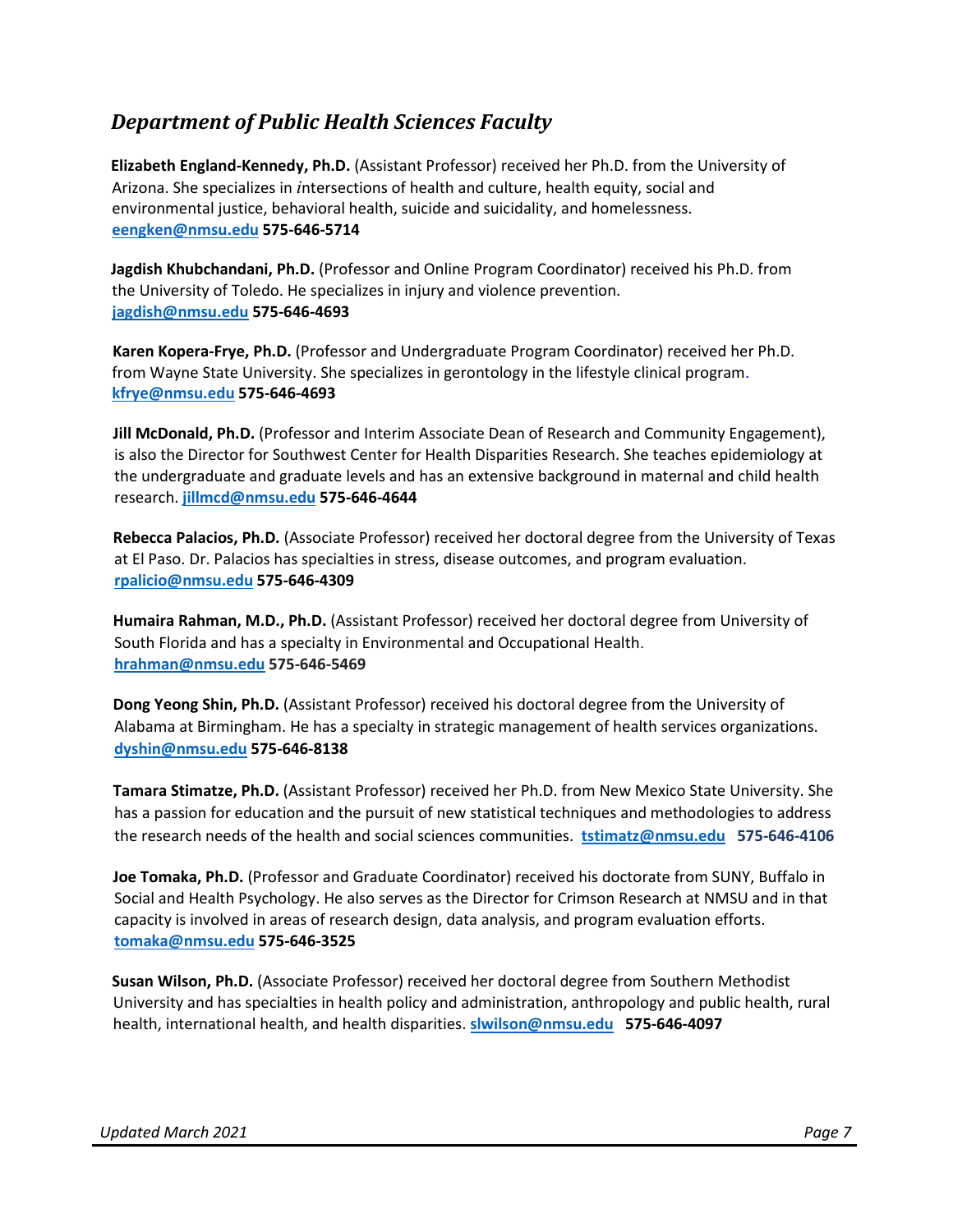## *Department of Public Health Sciences Faculty*

**Elizabeth England-Kennedy, Ph.D.** (Assistant Professor) received her Ph.D. from the University of Arizona. She specializes in *i*ntersections of health and culture, health equity, social and environmental justice, behavioral health, suicide and suicidality, and homelessness. **eengken@nmsu.edu** **575-646-5714**

**Jagdish Khubchandani, Ph.D.** (Professor and Online Program Coordinator) received his Ph.D. from the University of Toledo. He specializes in injury and violence prevention. **jagdish@nmsu.edu** **575-646-4693**

**Karen Kopera-Frye, Ph.D.** (Professor and Undergraduate Program Coordinator) received her Ph.D. from Wayne State University. She specializes in gerontology in the lifestyle clinical program. **kfrye@nmsu.edu** **575-646-4693**

**Jill McDonald, Ph.D.** (Professor and Interim Associate Dean of Research and Community Engagement), is also the Director for Southwest Center for Health Disparities Research. She teaches epidemiology at the undergraduate and graduate levels and has an extensive background in maternal and child health research. **jillmcd@nmsu.edu** **575-646-4644**

**Rebecca Palacios, Ph.D.** (Associate Professor) received her doctoral degree from the University of Texas at El Paso. Dr. Palacios has specialties in stress, disease outcomes, and program evaluation. **rpalicio@nmsu.edu** **575-646-4309**

**Humaira Rahman, M.D., Ph.D.** (Assistant Professor) received her doctoral degree from University of South Florida and has a specialty in Environmental and Occupational Health. **hrahman@nmsu.edu** **575-646-5469**

**Dong Yeong Shin, Ph.D.** (Assistant Professor) received his doctoral degree from the University of Alabama at Birmingham. He has a specialty in strategic management of health services organizations. **dyshin@nmsu.edu** **575-646-8138**

**Tamara Stimatze, Ph.D.** (Assistant Professor) received her Ph.D. from New Mexico State University. She has a passion for education and the pursuit of new statistical techniques and methodologies to address the research needs of the health and social sciences communities. **tstimatz@nmsu.edu** **575-646-4106**

**Joe Tomaka, Ph.D.** (Professor and Graduate Coordinator) received his doctorate from SUNY, Buffalo in Social and Health Psychology. He also serves as the Director for Crimson Research at NMSU and in that capacity is involved in areas of research design, data analysis, and program evaluation efforts. **tomaka@nmsu.edu** **575-646-3525**

**Susan Wilson, Ph.D.** (Associate Professor) received her doctoral degree from Southern Methodist University and has specialties in health policy and administration, anthropology and public health, rural health, international health, and health disparities. **slwilson@nmsu.edu** **575-646-4097**

*Updated March 2021*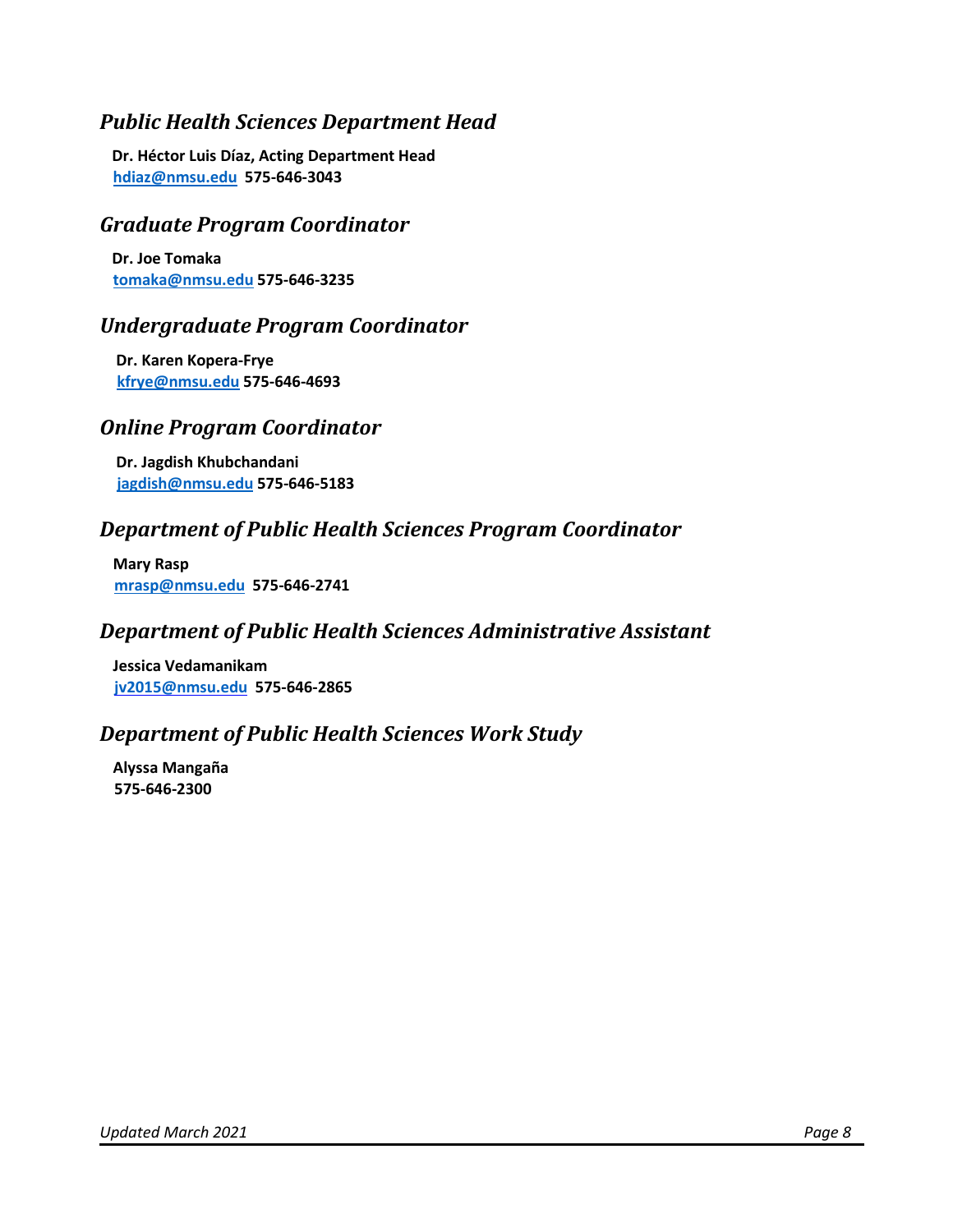## *Public Health Sciences Department Head*

**Dr. Héctor Luis Díaz, Acting Department Head**
**hdiaz@nmsu.edu 575-646-3043**

## *Graduate Program Coordinator*

**Dr. Joe Tomaka**
**tomaka@nmsu.edu 575-646-3235**

## *Undergraduate Program Coordinator*

**Dr. Karen Kopera-Frye**
**kfrye@nmsu.edu 575-646-4693**

## *Online Program Coordinator*

**Dr. Jagdish Khubchandani**
**jagdish@nmsu.edu 575-646-5183**

## *Department of Public Health Sciences Program Coordinator*

**Mary Rasp**
**mrasp@nmsu.edu 575-646-2741**

## *Department of Public Health Sciences Administrative Assistant*

**Jessica Vedamanikam**
**jv2015@nmsu.edu 575-646-2865**

## *Department of Public Health Sciences Work Study*

**Alyssa Mangaña**
**575-646-2300**

*Updated March 2021*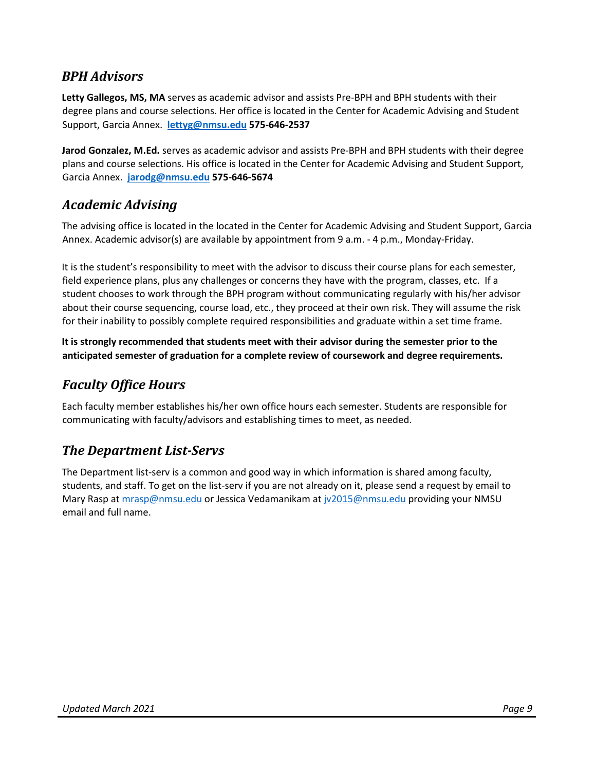## *BPH Advisors*

**Letty Gallegos, MS, MA** serves as academic advisor and assists Pre-BPH and BPH students with their degree plans and course selections. Her office is located in the Center for Academic Advising and Student Support, Garcia Annex. **lettyg@nmsu.edu 575-646-2537**

**Jarod Gonzalez, M.Ed.** serves as academic advisor and assists Pre-BPH and BPH students with their degree plans and course selections. His office is located in the Center for Academic Advising and Student Support, Garcia Annex. **jarodg@nmsu.edu 575-646-5674**

## *Academic Advising*

The advising office is located in the located in the Center for Academic Advising and Student Support, Garcia Annex. Academic advisor(s) are available by appointment from 9 a.m. - 4 p.m., Monday-Friday.

It is the student's responsibility to meet with the advisor to discuss their course plans for each semester, field experience plans, plus any challenges or concerns they have with the program, classes, etc. If a student chooses to work through the BPH program without communicating regularly with his/her advisor about their course sequencing, course load, etc., they proceed at their own risk. They will assume the risk for their inability to possibly complete required responsibilities and graduate within a set time frame.

**It is strongly recommended that students meet with their advisor during the semester prior to the anticipated semester of graduation for a complete review of coursework and degree requirements.**

## *Faculty Office Hours*

Each faculty member establishes his/her own office hours each semester. Students are responsible for communicating with faculty/advisors and establishing times to meet, as needed.

## *The Department List-Servs*

The Department list-serv is a common and good way in which information is shared among faculty, students, and staff. To get on the list-serv if you are not already on it, please send a request by email to Mary Rasp at mrasp@nmsu.edu or Jessica Vedamanikam at jv2015@nmsu.edu providing your NMSU email and full name.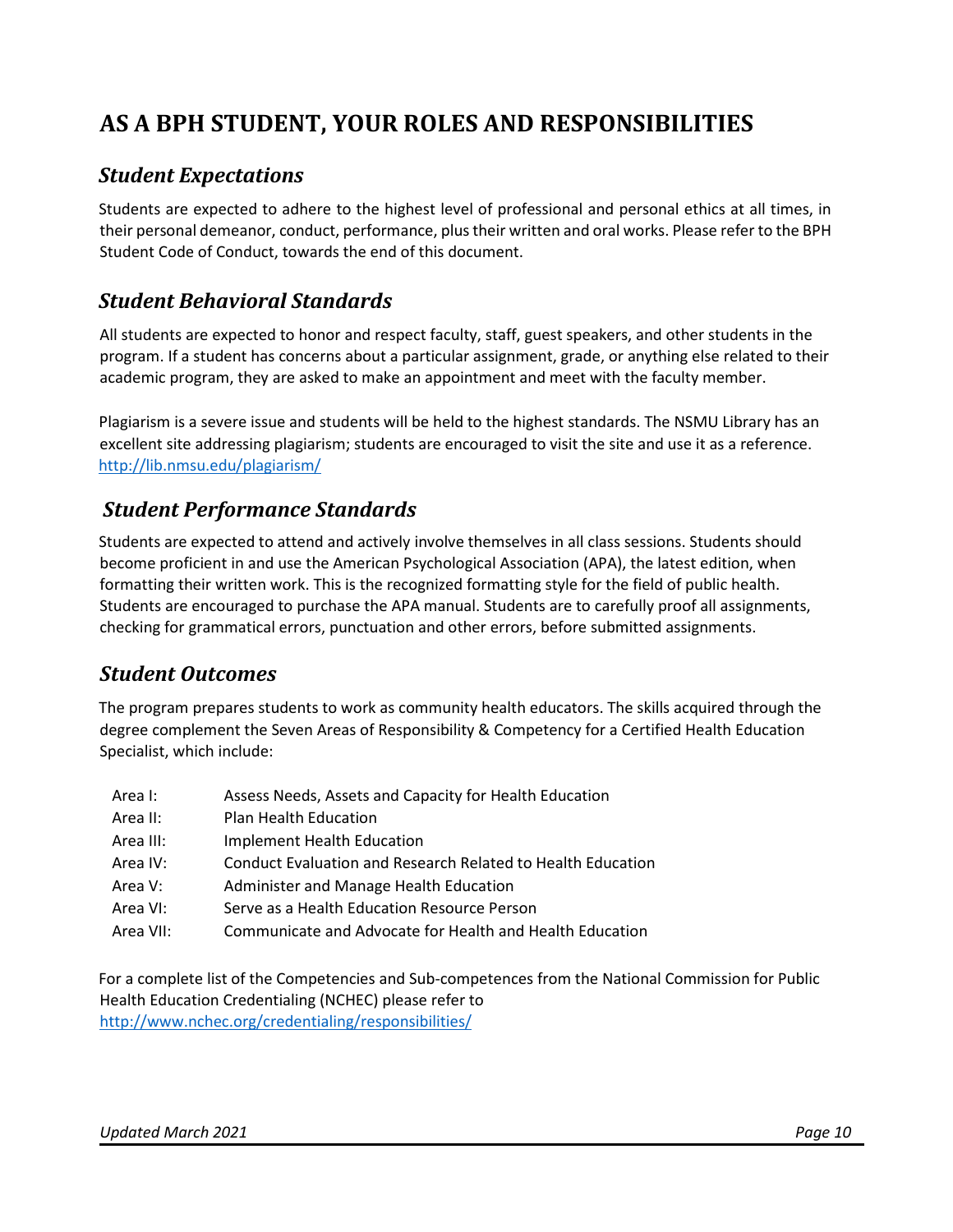# AS A BPH STUDENT, YOUR ROLES AND RESPONSIBILITIES

## *Student Expectations*

Students are expected to adhere to the highest level of professional and personal ethics at all times, in their personal demeanor, conduct, performance, plus their written and oral works. Please refer to the BPH Student Code of Conduct, towards the end of this document.

## *Student Behavioral Standards*

All students are expected to honor and respect faculty, staff, guest speakers, and other students in the program. If a student has concerns about a particular assignment, grade, or anything else related to their academic program, they are asked to make an appointment and meet with the faculty member.

Plagiarism is a severe issue and students will be held to the highest standards. The NSMU Library has an excellent site addressing plagiarism; students are encouraged to visit the site and use it as a reference. http://lib.nmsu.edu/plagiarism/

## *Student Performance Standards*

Students are expected to attend and actively involve themselves in all class sessions. Students should become proficient in and use the American Psychological Association (APA), the latest edition, when formatting their written work. This is the recognized formatting style for the field of public health. Students are encouraged to purchase the APA manual. Students are to carefully proof all assignments, checking for grammatical errors, punctuation and other errors, before submitted assignments.

## *Student Outcomes*

The program prepares students to work as community health educators. The skills acquired through the degree complement the Seven Areas of Responsibility & Competency for a Certified Health Education Specialist, which include:

| | |
|---|---|
| Area I: | Assess Needs, Assets and Capacity for Health Education |
| Area II: | Plan Health Education |
| Area III: | Implement Health Education |
| Area IV: | Conduct Evaluation and Research Related to Health Education |
| Area V: | Administer and Manage Health Education |
| Area VI: | Serve as a Health Education Resource Person |
| Area VII: | Communicate and Advocate for Health and Health Education |

For a complete list of the Competencies and Sub-competences from the National Commission for Public Health Education Credentialing (NCHEC) please refer to http://www.nchec.org/credentialing/responsibilities/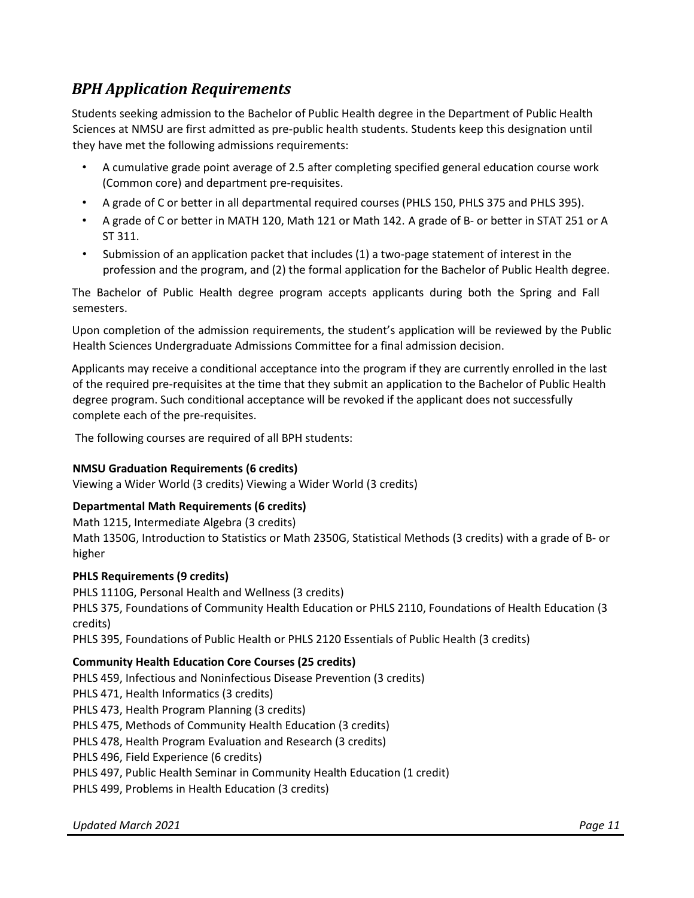## *BPH Application Requirements*

Students seeking admission to the Bachelor of Public Health degree in the Department of Public Health Sciences at NMSU are first admitted as pre-public health students. Students keep this designation until they have met the following admissions requirements:

- A cumulative grade point average of 2.5 after completing specified general education course work (Common core) and department pre-requisites.
- A grade of C or better in all departmental required courses (PHLS 150, PHLS 375 and PHLS 395).
- A grade of C or better in MATH 120, Math 121 or Math 142. A grade of B- or better in STAT 251 or A ST 311.
- Submission of an application packet that includes (1) a two-page statement of interest in the profession and the program, and (2) the formal application for the Bachelor of Public Health degree.

The Bachelor of Public Health degree program accepts applicants during both the Spring and Fall semesters.

Upon completion of the admission requirements, the student's application will be reviewed by the Public Health Sciences Undergraduate Admissions Committee for a final admission decision.

Applicants may receive a conditional acceptance into the program if they are currently enrolled in the last of the required pre-requisites at the time that they submit an application to the Bachelor of Public Health degree program. Such conditional acceptance will be revoked if the applicant does not successfully complete each of the pre-requisites.

The following courses are required of all BPH students:

**NMSU Graduation Requirements (6 credits)**
Viewing a Wider World (3 credits) Viewing a Wider World (3 credits)

**Departmental Math Requirements (6 credits)**
Math 1215, Intermediate Algebra (3 credits)
Math 1350G, Introduction to Statistics or Math 2350G, Statistical Methods (3 credits) with a grade of B- or higher

**PHLS Requirements (9 credits)**
PHLS 1110G, Personal Health and Wellness (3 credits)
PHLS 375, Foundations of Community Health Education or PHLS 2110, Foundations of Health Education (3 credits)
PHLS 395, Foundations of Public Health or PHLS 2120 Essentials of Public Health (3 credits)

**Community Health Education Core Courses (25 credits)**
PHLS 459, Infectious and Noninfectious Disease Prevention (3 credits)
PHLS 471, Health Informatics (3 credits)
PHLS 473, Health Program Planning (3 credits)
PHLS 475, Methods of Community Health Education (3 credits)
PHLS 478, Health Program Evaluation and Research (3 credits)
PHLS 496, Field Experience (6 credits)
PHLS 497, Public Health Seminar in Community Health Education (1 credit)
PHLS 499, Problems in Health Education (3 credits)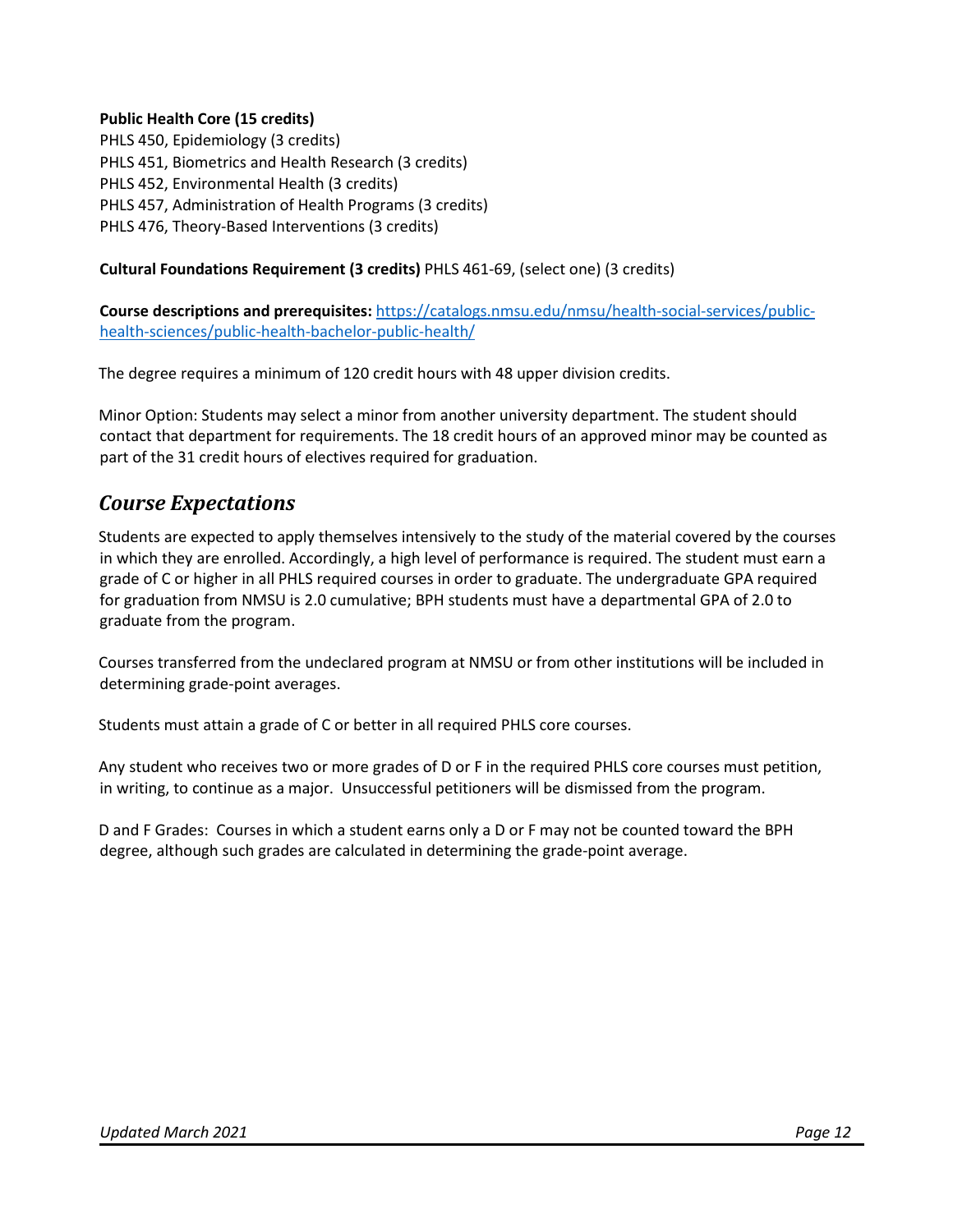**Public Health Core (15 credits)**
PHLS 450, Epidemiology (3 credits)
PHLS 451, Biometrics and Health Research (3 credits)
PHLS 452, Environmental Health (3 credits)
PHLS 457, Administration of Health Programs (3 credits)
PHLS 476, Theory-Based Interventions (3 credits)

**Cultural Foundations Requirement (3 credits)** PHLS 461-69, (select one) (3 credits)

**Course descriptions and prerequisites:** [https://catalogs.nmsu.edu/nmsu/health-social-services/public-health-sciences/public-health-bachelor-public-health/](https://catalogs.nmsu.edu/nmsu/health-social-services/public-health-sciences/public-health-bachelor-public-health/)

The degree requires a minimum of 120 credit hours with 48 upper division credits.

Minor Option: Students may select a minor from another university department. The student should contact that department for requirements. The 18 credit hours of an approved minor may be counted as part of the 31 credit hours of electives required for graduation.

## *Course Expectations*

Students are expected to apply themselves intensively to the study of the material covered by the courses in which they are enrolled. Accordingly, a high level of performance is required. The student must earn a grade of C or higher in all PHLS required courses in order to graduate. The undergraduate GPA required for graduation from NMSU is 2.0 cumulative; BPH students must have a departmental GPA of 2.0 to graduate from the program.

Courses transferred from the undeclared program at NMSU or from other institutions will be included in determining grade-point averages.

Students must attain a grade of C or better in all required PHLS core courses.

Any student who receives two or more grades of D or F in the required PHLS core courses must petition, in writing, to continue as a major. Unsuccessful petitioners will be dismissed from the program.

D and F Grades: Courses in which a student earns only a D or F may not be counted toward the BPH degree, although such grades are calculated in determining the grade-point average.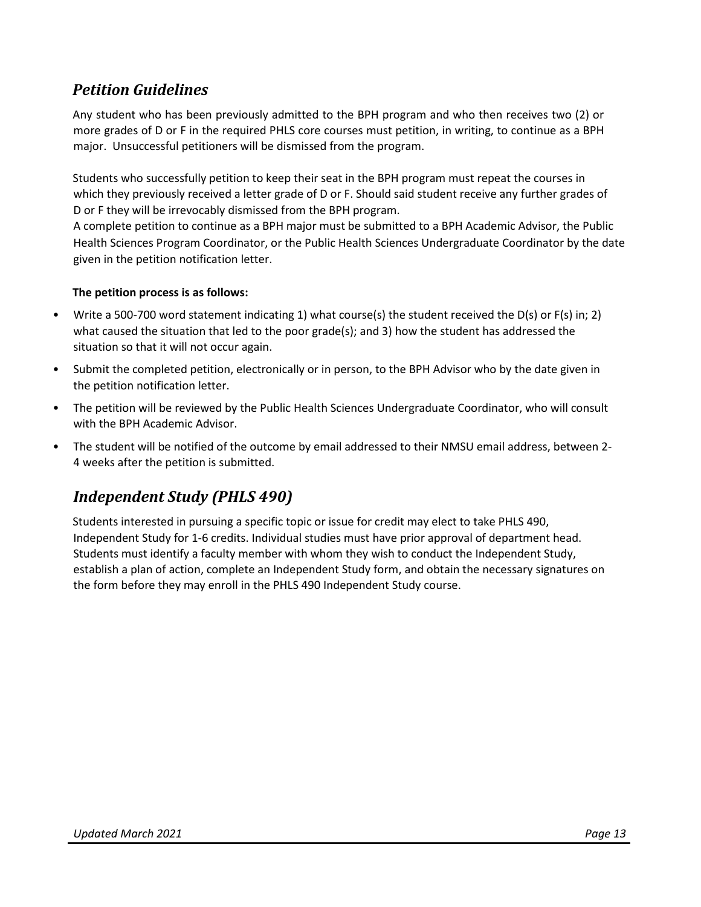## *Petition Guidelines*

Any student who has been previously admitted to the BPH program and who then receives two (2) or more grades of D or F in the required PHLS core courses must petition, in writing, to continue as a BPH major. Unsuccessful petitioners will be dismissed from the program.

Students who successfully petition to keep their seat in the BPH program must repeat the courses in which they previously received a letter grade of D or F. Should said student receive any further grades of D or F they will be irrevocably dismissed from the BPH program.

A complete petition to continue as a BPH major must be submitted to a BPH Academic Advisor, the Public Health Sciences Program Coordinator, or the Public Health Sciences Undergraduate Coordinator by the date given in the petition notification letter.

**The petition process is as follows:**

- Write a 500-700 word statement indicating 1) what course(s) the student received the D(s) or F(s) in; 2) what caused the situation that led to the poor grade(s); and 3) how the student has addressed the situation so that it will not occur again.
- Submit the completed petition, electronically or in person, to the BPH Advisor who by the date given in the petition notification letter.
- The petition will be reviewed by the Public Health Sciences Undergraduate Coordinator, who will consult with the BPH Academic Advisor.
- The student will be notified of the outcome by email addressed to their NMSU email address, between 2-4 weeks after the petition is submitted.

## *Independent Study (PHLS 490)*

Students interested in pursuing a specific topic or issue for credit may elect to take PHLS 490, Independent Study for 1-6 credits. Individual studies must have prior approval of department head. Students must identify a faculty member with whom they wish to conduct the Independent Study, establish a plan of action, complete an Independent Study form, and obtain the necessary signatures on the form before they may enroll in the PHLS 490 Independent Study course.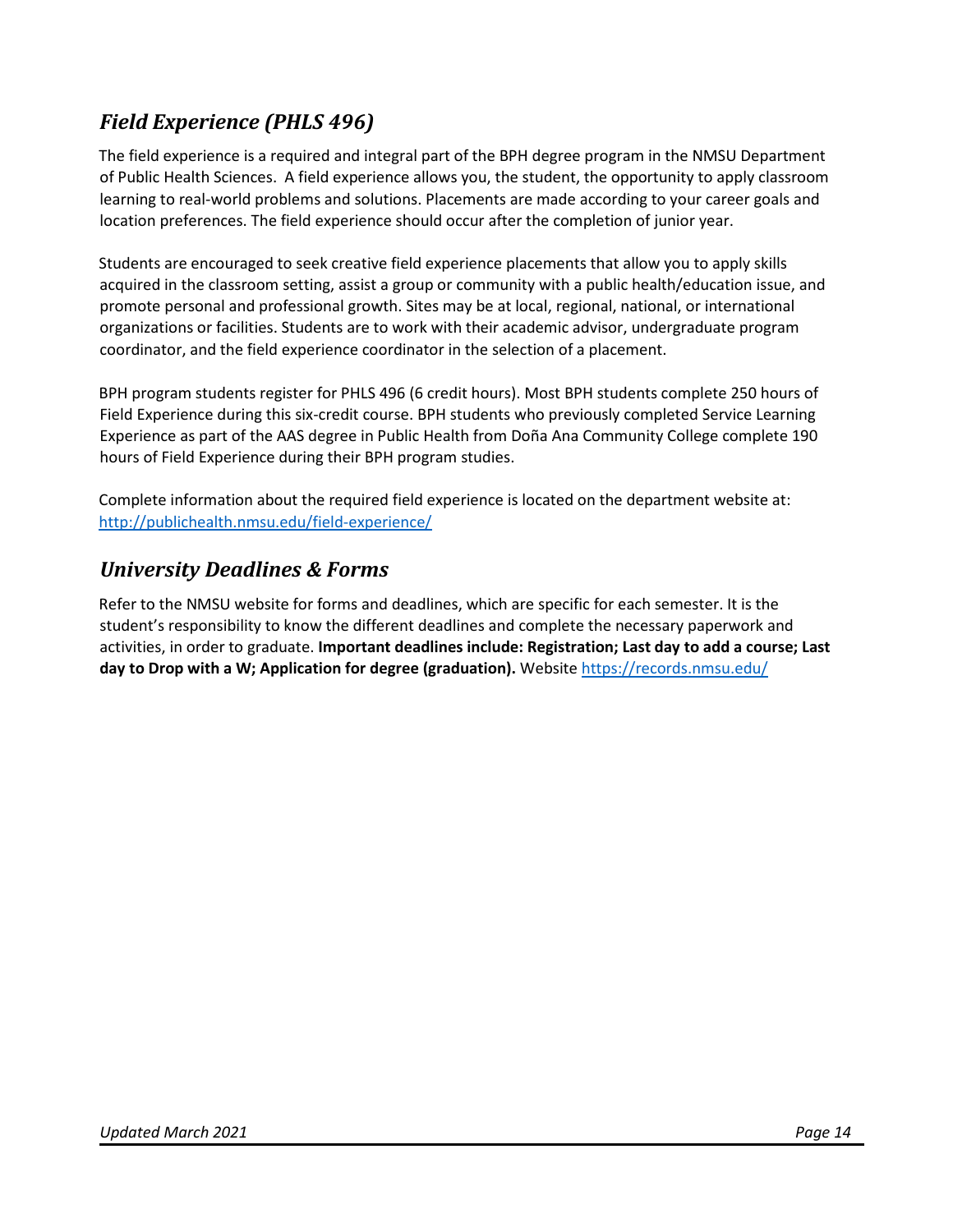## *Field Experience (PHLS 496)*

The field experience is a required and integral part of the BPH degree program in the NMSU Department of Public Health Sciences. A field experience allows you, the student, the opportunity to apply classroom learning to real-world problems and solutions. Placements are made according to your career goals and location preferences. The field experience should occur after the completion of junior year.

Students are encouraged to seek creative field experience placements that allow you to apply skills acquired in the classroom setting, assist a group or community with a public health/education issue, and promote personal and professional growth. Sites may be at local, regional, national, or international organizations or facilities. Students are to work with their academic advisor, undergraduate program coordinator, and the field experience coordinator in the selection of a placement.

BPH program students register for PHLS 496 (6 credit hours). Most BPH students complete 250 hours of Field Experience during this six-credit course. BPH students who previously completed Service Learning Experience as part of the AAS degree in Public Health from Doña Ana Community College complete 190 hours of Field Experience during their BPH program studies.

Complete information about the required field experience is located on the department website at: [http://publichealth.nmsu.edu/field-experience/](http://publichealth.nmsu.edu/field-experience/)

## *University Deadlines & Forms*

Refer to the NMSU website for forms and deadlines, which are specific for each semester. It is the student's responsibility to know the different deadlines and complete the necessary paperwork and activities, in order to graduate. **Important deadlines include: Registration; Last day to add a course; Last day to Drop with a W; Application for degree (graduation).** Website [https://records.nmsu.edu/](https://records.nmsu.edu/)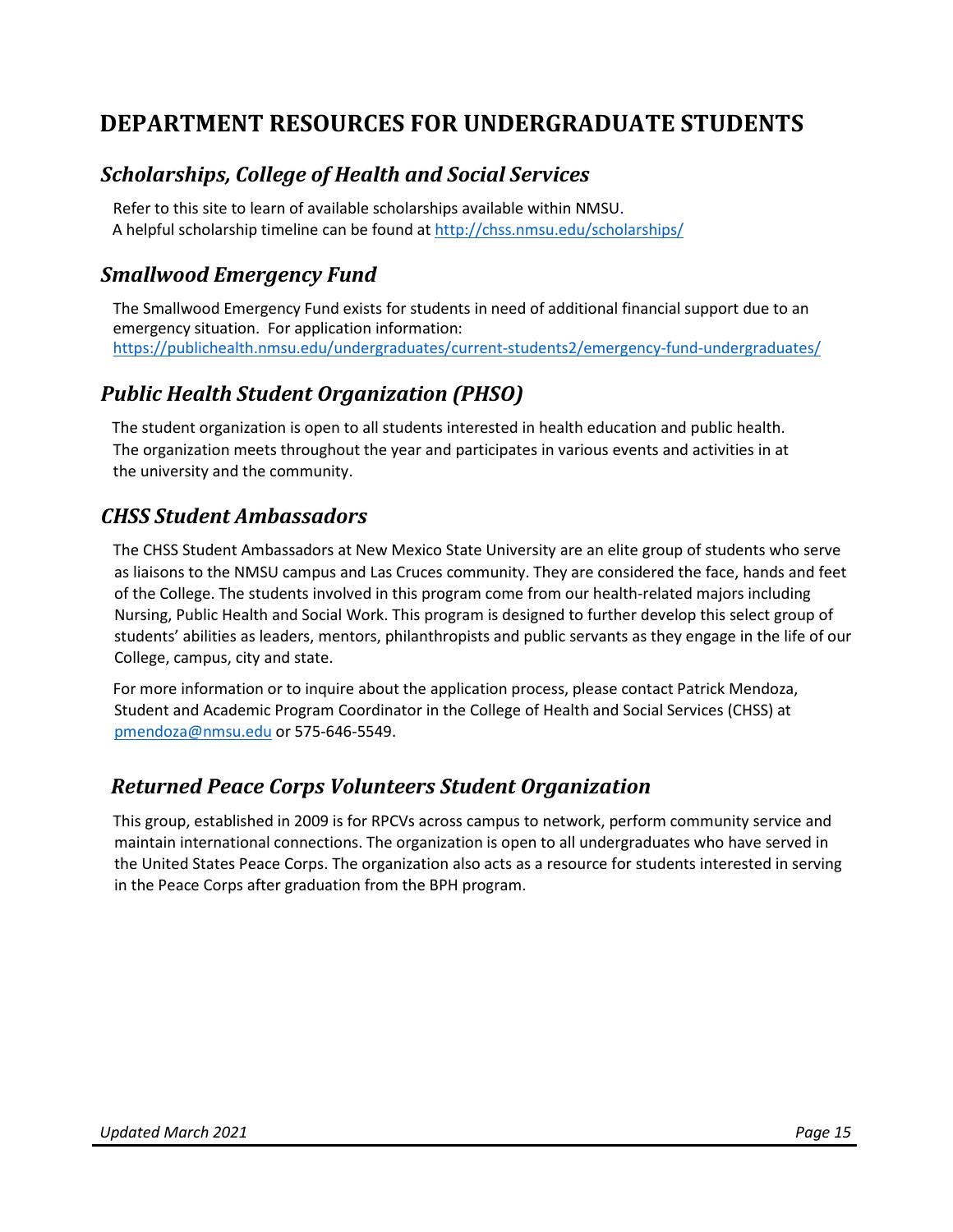# DEPARTMENT RESOURCES FOR UNDERGRADUATE STUDENTS

## *Scholarships, College of Health and Social Services*

Refer to this site to learn of available scholarships available within NMSU.
A helpful scholarship timeline can be found at http://chss.nmsu.edu/scholarships/

## *Smallwood Emergency Fund*

The Smallwood Emergency Fund exists for students in need of additional financial support due to an emergency situation. For application information:
https://publichealth.nmsu.edu/undergraduates/current-students2/emergency-fund-undergraduates/

## *Public Health Student Organization (PHSO)*

The student organization is open to all students interested in health education and public health. The organization meets throughout the year and participates in various events and activities in at the university and the community.

## *CHSS Student Ambassadors*

The CHSS Student Ambassadors at New Mexico State University are an elite group of students who serve as liaisons to the NMSU campus and Las Cruces community. They are considered the face, hands and feet of the College. The students involved in this program come from our health-related majors including Nursing, Public Health and Social Work. This program is designed to further develop this select group of students' abilities as leaders, mentors, philanthropists and public servants as they engage in the life of our College, campus, city and state.

For more information or to inquire about the application process, please contact Patrick Mendoza, Student and Academic Program Coordinator in the College of Health and Social Services (CHSS) at pmendoza@nmsu.edu or 575-646-5549.

## *Returned Peace Corps Volunteers Student Organization*

This group, established in 2009 is for RPCVs across campus to network, perform community service and maintain international connections. The organization is open to all undergraduates who have served in the United States Peace Corps. The organization also acts as a resource for students interested in serving in the Peace Corps after graduation from the BPH program.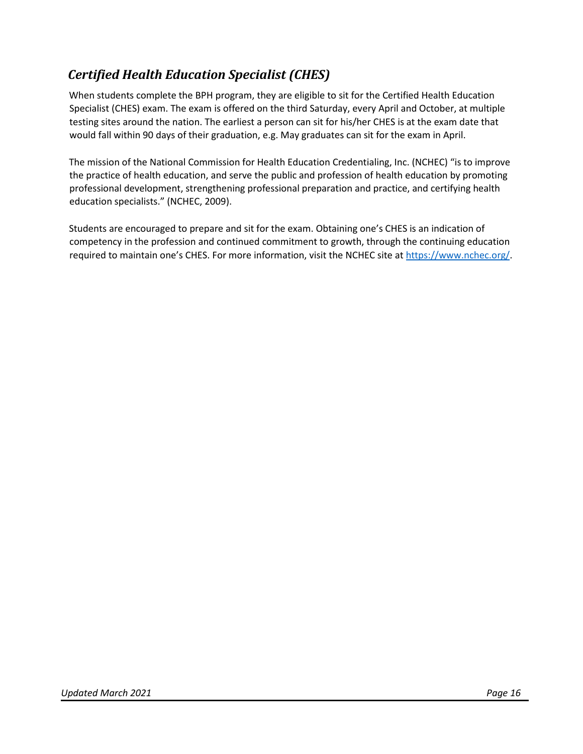## *Certified Health Education Specialist (CHES)*

When students complete the BPH program, they are eligible to sit for the Certified Health Education Specialist (CHES) exam. The exam is offered on the third Saturday, every April and October, at multiple testing sites around the nation. The earliest a person can sit for his/her CHES is at the exam date that would fall within 90 days of their graduation, e.g. May graduates can sit for the exam in April.

The mission of the National Commission for Health Education Credentialing, Inc. (NCHEC) "is to improve the practice of health education, and serve the public and profession of health education by promoting professional development, strengthening professional preparation and practice, and certifying health education specialists." (NCHEC, 2009).

Students are encouraged to prepare and sit for the exam. Obtaining one's CHES is an indication of competency in the profession and continued commitment to growth, through the continuing education required to maintain one's CHES. For more information, visit the NCHEC site at [https://www.nchec.org/](https://www.nchec.org/).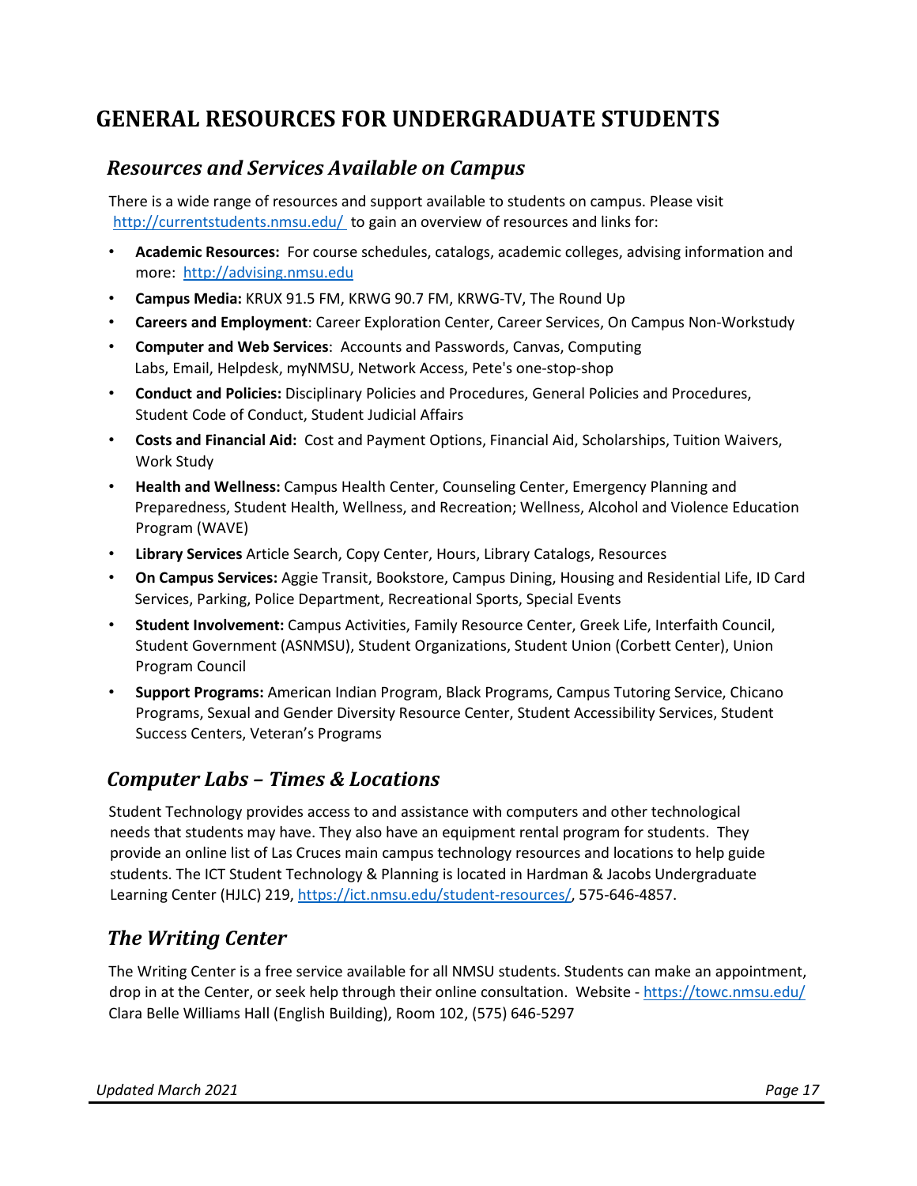# GENERAL RESOURCES FOR UNDERGRADUATE STUDENTS

## *Resources and Services Available on Campus*

There is a wide range of resources and support available to students on campus. Please visit http://currentstudents.nmsu.edu/ to gain an overview of resources and links for:

- **Academic Resources:** For course schedules, catalogs, academic colleges, advising information and more: http://advising.nmsu.edu
- **Campus Media:** KRUX 91.5 FM, KRWG 90.7 FM, KRWG-TV, The Round Up
- **Careers and Employment**: Career Exploration Center, Career Services, On Campus Non-Workstudy
- **Computer and Web Services**: Accounts and Passwords, Canvas, Computing Labs, Email, Helpdesk, myNMSU, Network Access, Pete's one-stop-shop
- **Conduct and Policies:** Disciplinary Policies and Procedures, General Policies and Procedures, Student Code of Conduct, Student Judicial Affairs
- **Costs and Financial Aid:** Cost and Payment Options, Financial Aid, Scholarships, Tuition Waivers, Work Study
- **Health and Wellness:** Campus Health Center, Counseling Center, Emergency Planning and Preparedness, Student Health, Wellness, and Recreation; Wellness, Alcohol and Violence Education Program (WAVE)
- **Library Services** Article Search, Copy Center, Hours, Library Catalogs, Resources
- **On Campus Services:** Aggie Transit, Bookstore, Campus Dining, Housing and Residential Life, ID Card Services, Parking, Police Department, Recreational Sports, Special Events
- **Student Involvement:** Campus Activities, Family Resource Center, Greek Life, Interfaith Council, Student Government (ASNMSU), Student Organizations, Student Union (Corbett Center), Union Program Council
- **Support Programs:** American Indian Program, Black Programs, Campus Tutoring Service, Chicano Programs, Sexual and Gender Diversity Resource Center, Student Accessibility Services, Student Success Centers, Veteran's Programs

## *Computer Labs – Times & Locations*

Student Technology provides access to and assistance with computers and other technological needs that students may have. They also have an equipment rental program for students. They provide an online list of Las Cruces main campus technology resources and locations to help guide students. The ICT Student Technology & Planning is located in Hardman & Jacobs Undergraduate Learning Center (HJLC) 219, https://ict.nmsu.edu/student-resources/, 575-646-4857.

## *The Writing Center*

The Writing Center is a free service available for all NMSU students. Students can make an appointment, drop in at the Center, or seek help through their online consultation. Website - https://towc.nmsu.edu/ Clara Belle Williams Hall (English Building), Room 102, (575) 646-5297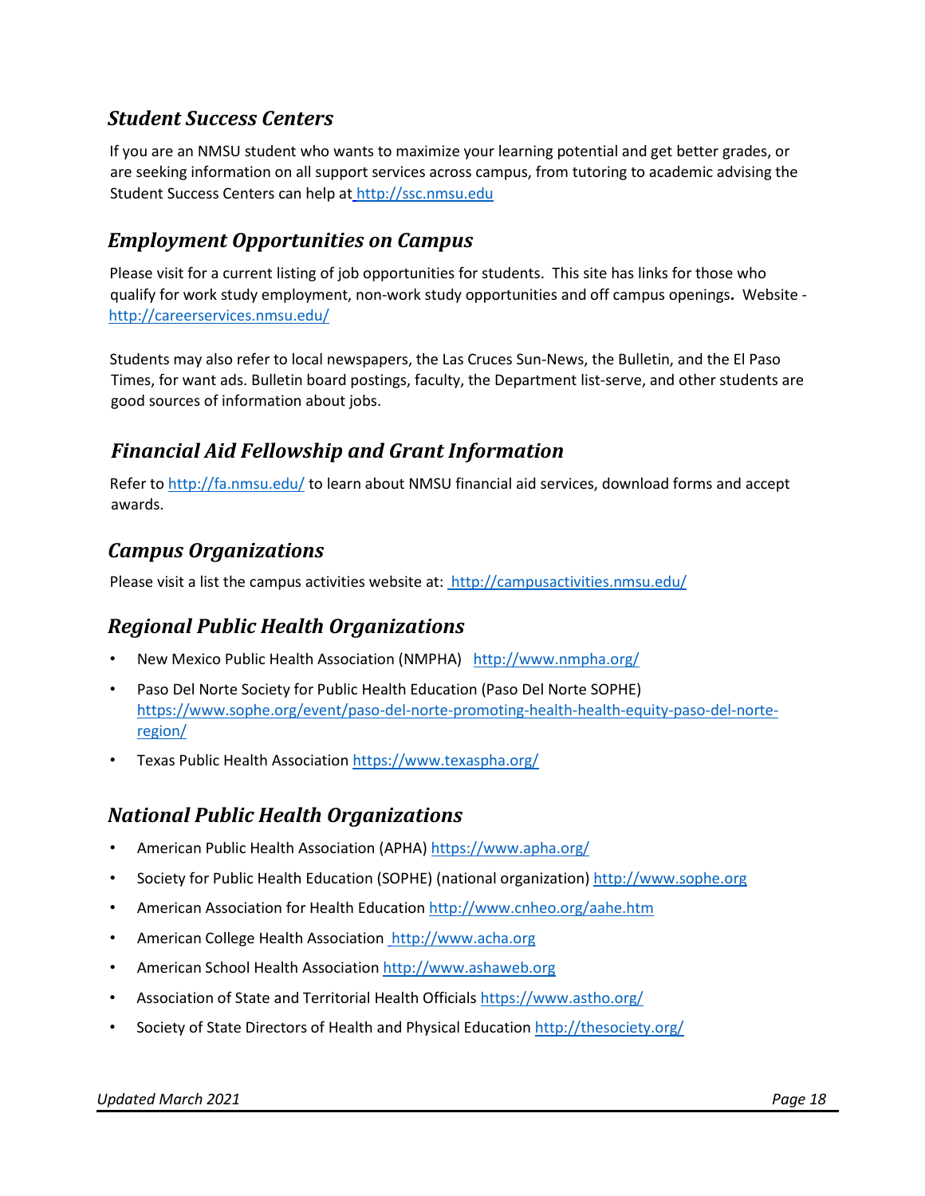## *Student Success Centers*

If you are an NMSU student who wants to maximize your learning potential and get better grades, or are seeking information on all support services across campus, from tutoring to academic advising the Student Success Centers can help at http://ssc.nmsu.edu

## *Employment Opportunities on Campus*

Please visit for a current listing of job opportunities for students. This site has links for those who qualify for work study employment, non-work study opportunities and off campus openings**.** Website - http://careerservices.nmsu.edu/

Students may also refer to local newspapers, the Las Cruces Sun-News, the Bulletin, and the El Paso Times, for want ads. Bulletin board postings, faculty, the Department list-serve, and other students are good sources of information about jobs.

## *Financial Aid Fellowship and Grant Information*

Refer to http://fa.nmsu.edu/ to learn about NMSU financial aid services, download forms and accept awards.

## *Campus Organizations*

Please visit a list the campus activities website at: http://campusactivities.nmsu.edu/

## *Regional Public Health Organizations*

- New Mexico Public Health Association (NMPHA) http://www.nmpha.org/
- Paso Del Norte Society for Public Health Education (Paso Del Norte SOPHE) https://www.sophe.org/event/paso-del-norte-promoting-health-health-equity-paso-del-norte-region/
- Texas Public Health Association https://www.texaspha.org/

## *National Public Health Organizations*

- American Public Health Association (APHA) https://www.apha.org/
- Society for Public Health Education (SOPHE) (national organization) http://www.sophe.org
- American Association for Health Education http://www.cnheo.org/aahe.htm
- American College Health Association http://www.acha.org
- American School Health Association http://www.ashaweb.org
- Association of State and Territorial Health Officials https://www.astho.org/
- Society of State Directors of Health and Physical Education http://thesociety.org/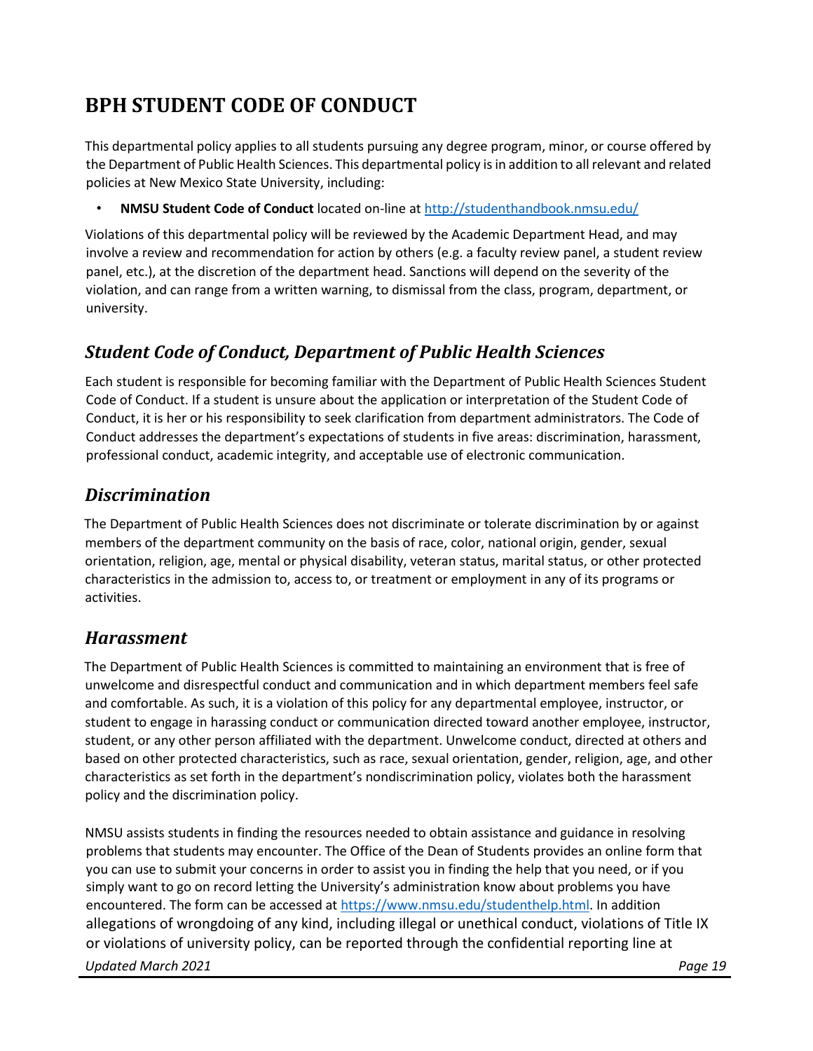# BPH STUDENT CODE OF CONDUCT

This departmental policy applies to all students pursuing any degree program, minor, or course offered by the Department of Public Health Sciences. This departmental policy is in addition to all relevant and related policies at New Mexico State University, including:

- **NMSU Student Code of Conduct** located on-line at http://studenthandbook.nmsu.edu/

Violations of this departmental policy will be reviewed by the Academic Department Head, and may involve a review and recommendation for action by others (e.g. a faculty review panel, a student review panel, etc.), at the discretion of the department head. Sanctions will depend on the severity of the violation, and can range from a written warning, to dismissal from the class, program, department, or university.

## *Student Code of Conduct, Department of Public Health Sciences*

Each student is responsible for becoming familiar with the Department of Public Health Sciences Student Code of Conduct. If a student is unsure about the application or interpretation of the Student Code of Conduct, it is her or his responsibility to seek clarification from department administrators. The Code of Conduct addresses the department's expectations of students in five areas: discrimination, harassment, professional conduct, academic integrity, and acceptable use of electronic communication.

## *Discrimination*

The Department of Public Health Sciences does not discriminate or tolerate discrimination by or against members of the department community on the basis of race, color, national origin, gender, sexual orientation, religion, age, mental or physical disability, veteran status, marital status, or other protected characteristics in the admission to, access to, or treatment or employment in any of its programs or activities.

## *Harassment*

The Department of Public Health Sciences is committed to maintaining an environment that is free of unwelcome and disrespectful conduct and communication and in which department members feel safe and comfortable. As such, it is a violation of this policy for any departmental employee, instructor, or student to engage in harassing conduct or communication directed toward another employee, instructor, student, or any other person affiliated with the department. Unwelcome conduct, directed at others and based on other protected characteristics, such as race, sexual orientation, gender, religion, age, and other characteristics as set forth in the department's nondiscrimination policy, violates both the harassment policy and the discrimination policy.

NMSU assists students in finding the resources needed to obtain assistance and guidance in resolving problems that students may encounter. The Office of the Dean of Students provides an online form that you can use to submit your concerns in order to assist you in finding the help that you need, or if you simply want to go on record letting the University's administration know about problems you have encountered. The form can be accessed at https://www.nmsu.edu/studenthelp.html. In addition allegations of wrongdoing of any kind, including illegal or unethical conduct, violations of Title IX or violations of university policy, can be reported through the confidential reporting line at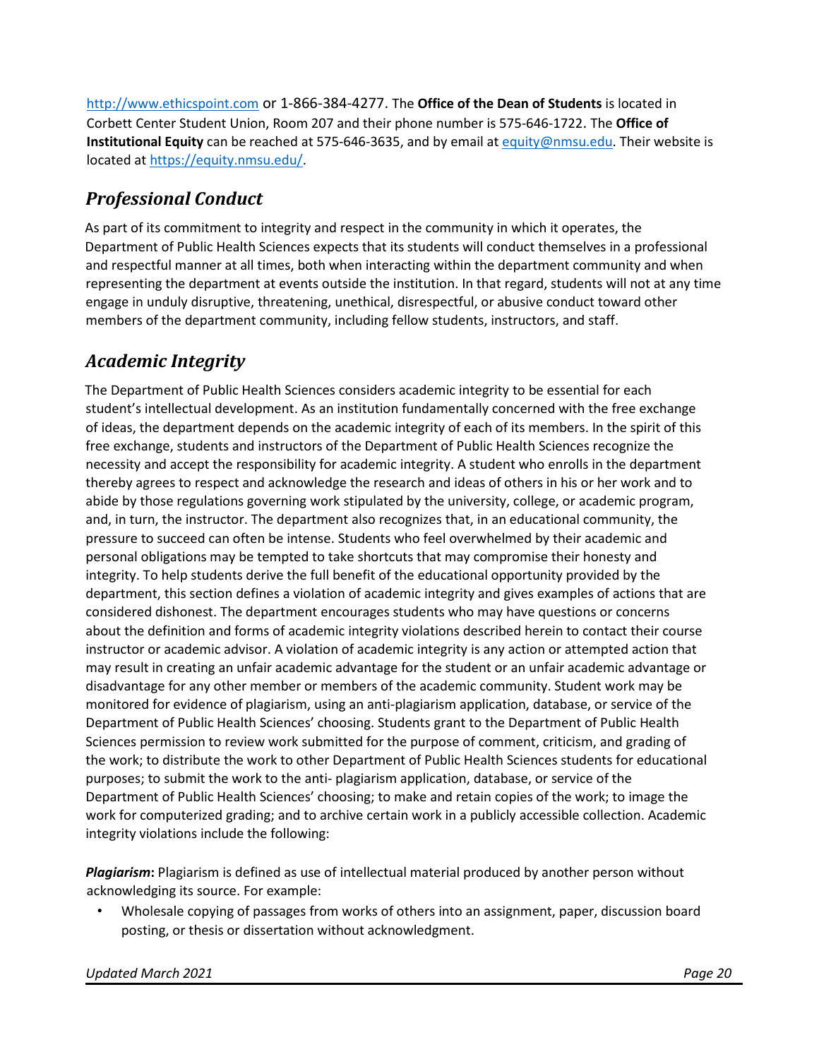http://www.ethicspoint.com or 1-866-384-4277. The **Office of the Dean of Students** is located in Corbett Center Student Union, Room 207 and their phone number is 575-646-1722. The **Office of Institutional Equity** can be reached at 575-646-3635, and by email at equity@nmsu.edu. Their website is located at https://equity.nmsu.edu/.

## *Professional Conduct*

As part of its commitment to integrity and respect in the community in which it operates, the Department of Public Health Sciences expects that its students will conduct themselves in a professional and respectful manner at all times, both when interacting within the department community and when representing the department at events outside the institution. In that regard, students will not at any time engage in unduly disruptive, threatening, unethical, disrespectful, or abusive conduct toward other members of the department community, including fellow students, instructors, and staff.

## *Academic Integrity*

The Department of Public Health Sciences considers academic integrity to be essential for each student's intellectual development. As an institution fundamentally concerned with the free exchange of ideas, the department depends on the academic integrity of each of its members. In the spirit of this free exchange, students and instructors of the Department of Public Health Sciences recognize the necessity and accept the responsibility for academic integrity. A student who enrolls in the department thereby agrees to respect and acknowledge the research and ideas of others in his or her work and to abide by those regulations governing work stipulated by the university, college, or academic program, and, in turn, the instructor. The department also recognizes that, in an educational community, the pressure to succeed can often be intense. Students who feel overwhelmed by their academic and personal obligations may be tempted to take shortcuts that may compromise their honesty and integrity. To help students derive the full benefit of the educational opportunity provided by the department, this section defines a violation of academic integrity and gives examples of actions that are considered dishonest. The department encourages students who may have questions or concerns about the definition and forms of academic integrity violations described herein to contact their course instructor or academic advisor. A violation of academic integrity is any action or attempted action that may result in creating an unfair academic advantage for the student or an unfair academic advantage or disadvantage for any other member or members of the academic community. Student work may be monitored for evidence of plagiarism, using an anti-plagiarism application, database, or service of the Department of Public Health Sciences' choosing. Students grant to the Department of Public Health Sciences permission to review work submitted for the purpose of comment, criticism, and grading of the work; to distribute the work to other Department of Public Health Sciences students for educational purposes; to submit the work to the anti- plagiarism application, database, or service of the Department of Public Health Sciences' choosing; to make and retain copies of the work; to image the work for computerized grading; and to archive certain work in a publicly accessible collection. Academic integrity violations include the following:

***Plagiarism*:** Plagiarism is defined as use of intellectual material produced by another person without acknowledging its source. For example:

- Wholesale copying of passages from works of others into an assignment, paper, discussion board posting, or thesis or dissertation without acknowledgment.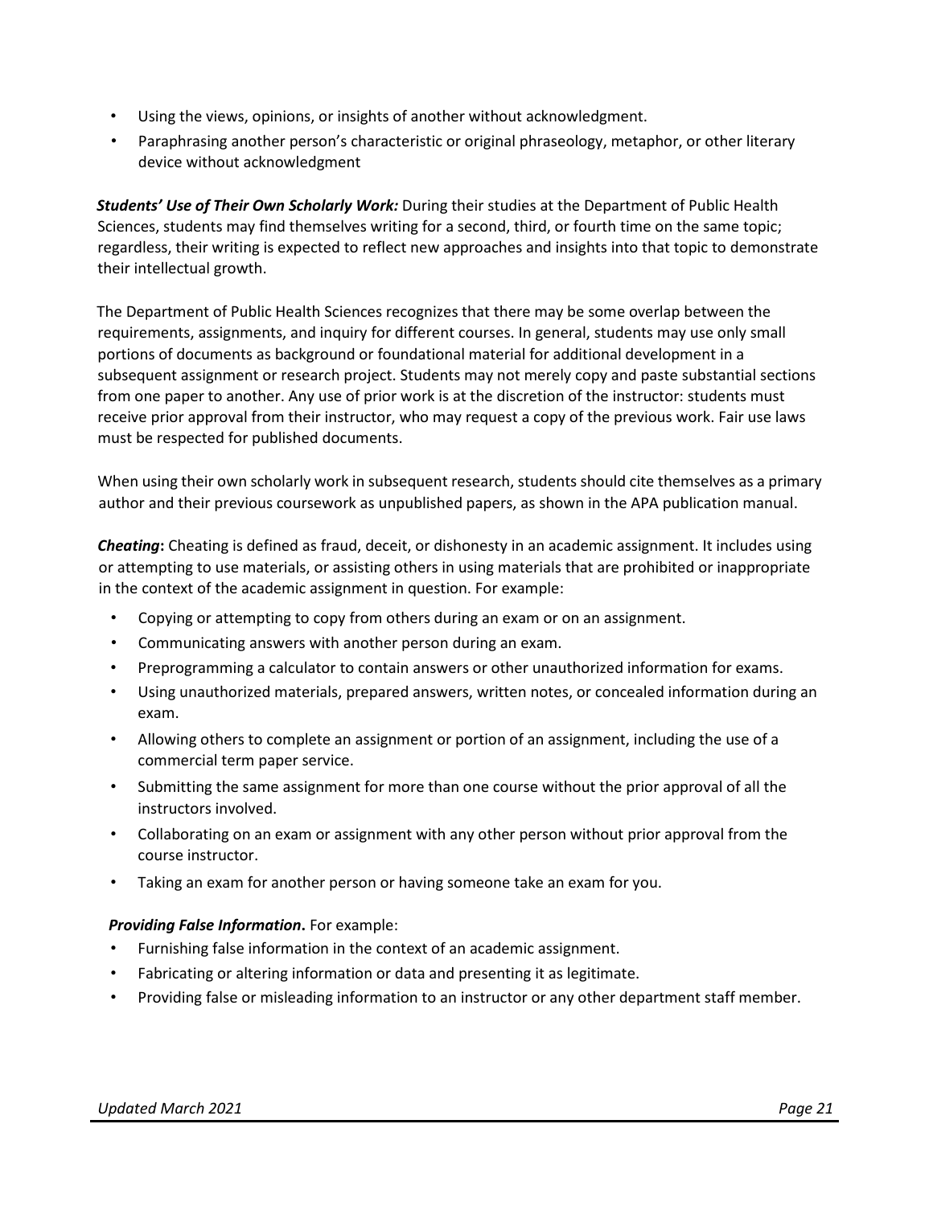- Using the views, opinions, or insights of another without acknowledgment.
- Paraphrasing another person's characteristic or original phraseology, metaphor, or other literary device without acknowledgment

***Students' Use of Their Own Scholarly Work:*** During their studies at the Department of Public Health Sciences, students may find themselves writing for a second, third, or fourth time on the same topic; regardless, their writing is expected to reflect new approaches and insights into that topic to demonstrate their intellectual growth.

The Department of Public Health Sciences recognizes that there may be some overlap between the requirements, assignments, and inquiry for different courses. In general, students may use only small portions of documents as background or foundational material for additional development in a subsequent assignment or research project. Students may not merely copy and paste substantial sections from one paper to another. Any use of prior work is at the discretion of the instructor: students must receive prior approval from their instructor, who may request a copy of the previous work. Fair use laws must be respected for published documents.

When using their own scholarly work in subsequent research, students should cite themselves as a primary author and their previous coursework as unpublished papers, as shown in the APA publication manual.

***Cheating*:** Cheating is defined as fraud, deceit, or dishonesty in an academic assignment. It includes using or attempting to use materials, or assisting others in using materials that are prohibited or inappropriate in the context of the academic assignment in question. For example:

- Copying or attempting to copy from others during an exam or on an assignment.
- Communicating answers with another person during an exam.
- Preprogramming a calculator to contain answers or other unauthorized information for exams.
- Using unauthorized materials, prepared answers, written notes, or concealed information during an exam.
- Allowing others to complete an assignment or portion of an assignment, including the use of a commercial term paper service.
- Submitting the same assignment for more than one course without the prior approval of all the instructors involved.
- Collaborating on an exam or assignment with any other person without prior approval from the course instructor.
- Taking an exam for another person or having someone take an exam for you.

***Providing False Information*.** For example:

- Furnishing false information in the context of an academic assignment.
- Fabricating or altering information or data and presenting it as legitimate.
- Providing false or misleading information to an instructor or any other department staff member.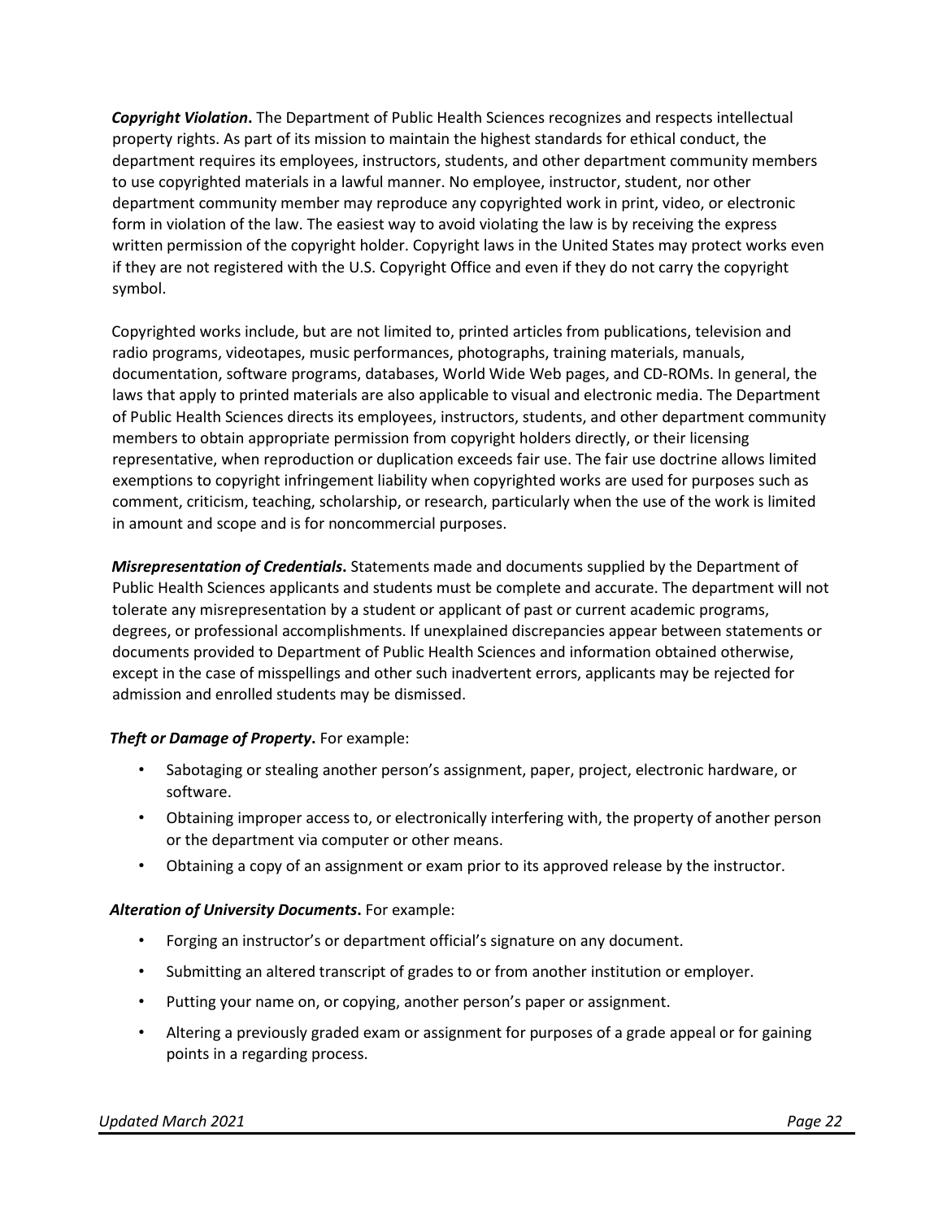***Copyright Violation*.** The Department of Public Health Sciences recognizes and respects intellectual property rights. As part of its mission to maintain the highest standards for ethical conduct, the department requires its employees, instructors, students, and other department community members to use copyrighted materials in a lawful manner. No employee, instructor, student, nor other department community member may reproduce any copyrighted work in print, video, or electronic form in violation of the law. The easiest way to avoid violating the law is by receiving the express written permission of the copyright holder. Copyright laws in the United States may protect works even if they are not registered with the U.S. Copyright Office and even if they do not carry the copyright symbol.

Copyrighted works include, but are not limited to, printed articles from publications, television and radio programs, videotapes, music performances, photographs, training materials, manuals, documentation, software programs, databases, World Wide Web pages, and CD-ROMs. In general, the laws that apply to printed materials are also applicable to visual and electronic media. The Department of Public Health Sciences directs its employees, instructors, students, and other department community members to obtain appropriate permission from copyright holders directly, or their licensing representative, when reproduction or duplication exceeds fair use. The fair use doctrine allows limited exemptions to copyright infringement liability when copyrighted works are used for purposes such as comment, criticism, teaching, scholarship, or research, particularly when the use of the work is limited in amount and scope and is for noncommercial purposes.

***Misrepresentation of Credentials*.** Statements made and documents supplied by the Department of Public Health Sciences applicants and students must be complete and accurate. The department will not tolerate any misrepresentation by a student or applicant of past or current academic programs, degrees, or professional accomplishments. If unexplained discrepancies appear between statements or documents provided to Department of Public Health Sciences and information obtained otherwise, except in the case of misspellings and other such inadvertent errors, applicants may be rejected for admission and enrolled students may be dismissed.

***Theft or Damage of Property*.** For example:

- Sabotaging or stealing another person's assignment, paper, project, electronic hardware, or software.
- Obtaining improper access to, or electronically interfering with, the property of another person or the department via computer or other means.
- Obtaining a copy of an assignment or exam prior to its approved release by the instructor.

***Alteration of University Documents*.** For example:

- Forging an instructor's or department official's signature on any document.
- Submitting an altered transcript of grades to or from another institution or employer.
- Putting your name on, or copying, another person's paper or assignment.
- Altering a previously graded exam or assignment for purposes of a grade appeal or for gaining points in a regarding process.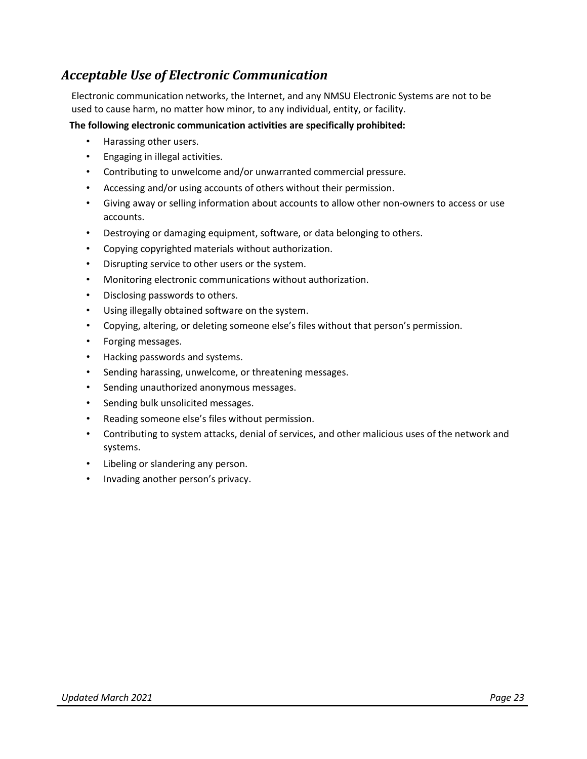## *Acceptable Use of Electronic Communication*

Electronic communication networks, the Internet, and any NMSU Electronic Systems are not to be used to cause harm, no matter how minor, to any individual, entity, or facility.

**The following electronic communication activities are specifically prohibited:**

- Harassing other users.
- Engaging in illegal activities.
- Contributing to unwelcome and/or unwarranted commercial pressure.
- Accessing and/or using accounts of others without their permission.
- Giving away or selling information about accounts to allow other non-owners to access or use accounts.
- Destroying or damaging equipment, software, or data belonging to others.
- Copying copyrighted materials without authorization.
- Disrupting service to other users or the system.
- Monitoring electronic communications without authorization.
- Disclosing passwords to others.
- Using illegally obtained software on the system.
- Copying, altering, or deleting someone else's files without that person's permission.
- Forging messages.
- Hacking passwords and systems.
- Sending harassing, unwelcome, or threatening messages.
- Sending unauthorized anonymous messages.
- Sending bulk unsolicited messages.
- Reading someone else's files without permission.
- Contributing to system attacks, denial of services, and other malicious uses of the network and systems.
- Libeling or slandering any person.
- Invading another person's privacy.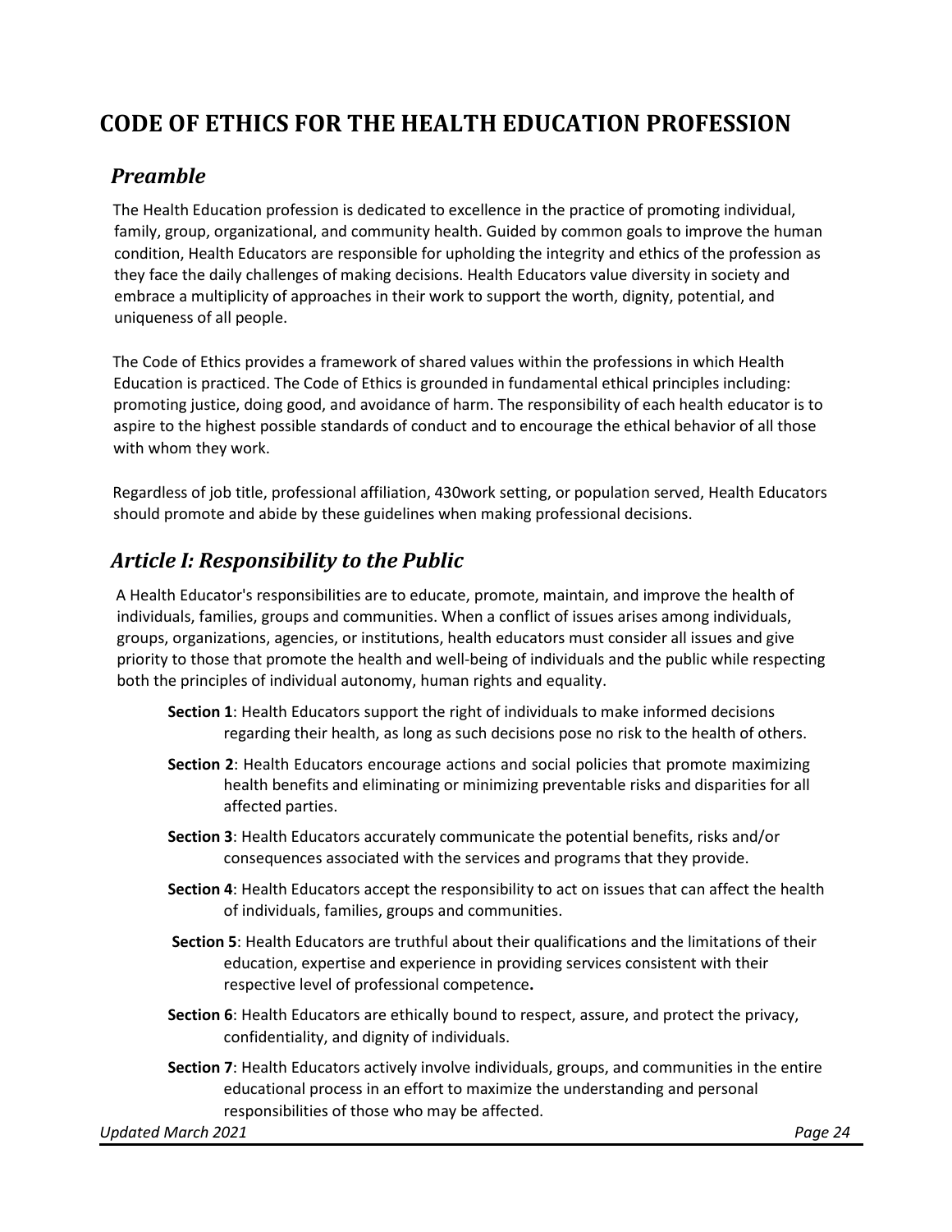# CODE OF ETHICS FOR THE HEALTH EDUCATION PROFESSION

## *Preamble*

The Health Education profession is dedicated to excellence in the practice of promoting individual, family, group, organizational, and community health. Guided by common goals to improve the human condition, Health Educators are responsible for upholding the integrity and ethics of the profession as they face the daily challenges of making decisions. Health Educators value diversity in society and embrace a multiplicity of approaches in their work to support the worth, dignity, potential, and uniqueness of all people.

The Code of Ethics provides a framework of shared values within the professions in which Health Education is practiced. The Code of Ethics is grounded in fundamental ethical principles including: promoting justice, doing good, and avoidance of harm. The responsibility of each health educator is to aspire to the highest possible standards of conduct and to encourage the ethical behavior of all those with whom they work.

Regardless of job title, professional affiliation, 430work setting, or population served, Health Educators should promote and abide by these guidelines when making professional decisions.

## *Article I: Responsibility to the Public*

A Health Educator's responsibilities are to educate, promote, maintain, and improve the health of individuals, families, groups and communities. When a conflict of issues arises among individuals, groups, organizations, agencies, or institutions, health educators must consider all issues and give priority to those that promote the health and well-being of individuals and the public while respecting both the principles of individual autonomy, human rights and equality.

**Section 1**: Health Educators support the right of individuals to make informed decisions regarding their health, as long as such decisions pose no risk to the health of others.

**Section 2**: Health Educators encourage actions and social policies that promote maximizing health benefits and eliminating or minimizing preventable risks and disparities for all affected parties.

**Section 3**: Health Educators accurately communicate the potential benefits, risks and/or consequences associated with the services and programs that they provide.

**Section 4**: Health Educators accept the responsibility to act on issues that can affect the health of individuals, families, groups and communities.

**Section 5**: Health Educators are truthful about their qualifications and the limitations of their education, expertise and experience in providing services consistent with their respective level of professional competence**.**

**Section 6**: Health Educators are ethically bound to respect, assure, and protect the privacy, confidentiality, and dignity of individuals.

**Section 7**: Health Educators actively involve individuals, groups, and communities in the entire educational process in an effort to maximize the understanding and personal responsibilities of those who may be affected.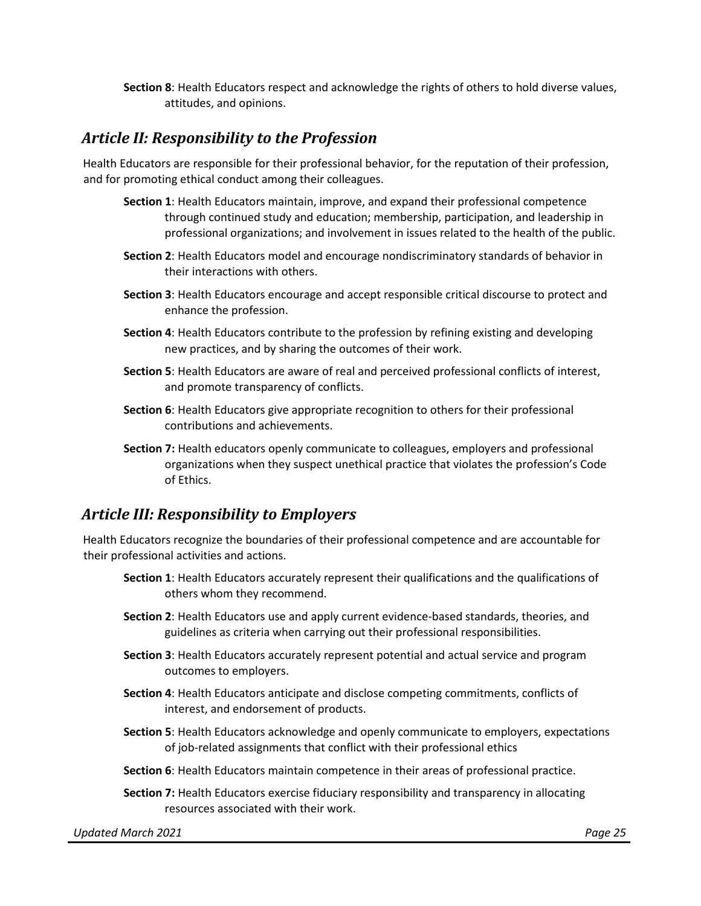**Section 8**: Health Educators respect and acknowledge the rights of others to hold diverse values, attitudes, and opinions.

## *Article II: Responsibility to the Profession*

Health Educators are responsible for their professional behavior, for the reputation of their profession, and for promoting ethical conduct among their colleagues.

**Section 1**: Health Educators maintain, improve, and expand their professional competence through continued study and education; membership, participation, and leadership in professional organizations; and involvement in issues related to the health of the public.

**Section 2**: Health Educators model and encourage nondiscriminatory standards of behavior in their interactions with others.

**Section 3**: Health Educators encourage and accept responsible critical discourse to protect and enhance the profession.

**Section 4**: Health Educators contribute to the profession by refining existing and developing new practices, and by sharing the outcomes of their work.

**Section 5**: Health Educators are aware of real and perceived professional conflicts of interest, and promote transparency of conflicts.

**Section 6**: Health Educators give appropriate recognition to others for their professional contributions and achievements.

**Section 7:** Health educators openly communicate to colleagues, employers and professional organizations when they suspect unethical practice that violates the profession's Code of Ethics.

## *Article III: Responsibility to Employers*

Health Educators recognize the boundaries of their professional competence and are accountable for their professional activities and actions.

**Section 1**: Health Educators accurately represent their qualifications and the qualifications of others whom they recommend.

**Section 2**: Health Educators use and apply current evidence-based standards, theories, and guidelines as criteria when carrying out their professional responsibilities.

**Section 3**: Health Educators accurately represent potential and actual service and program outcomes to employers.

**Section 4**: Health Educators anticipate and disclose competing commitments, conflicts of interest, and endorsement of products.

**Section 5**: Health Educators acknowledge and openly communicate to employers, expectations of job-related assignments that conflict with their professional ethics

**Section 6**: Health Educators maintain competence in their areas of professional practice.

**Section 7:** Health Educators exercise fiduciary responsibility and transparency in allocating resources associated with their work.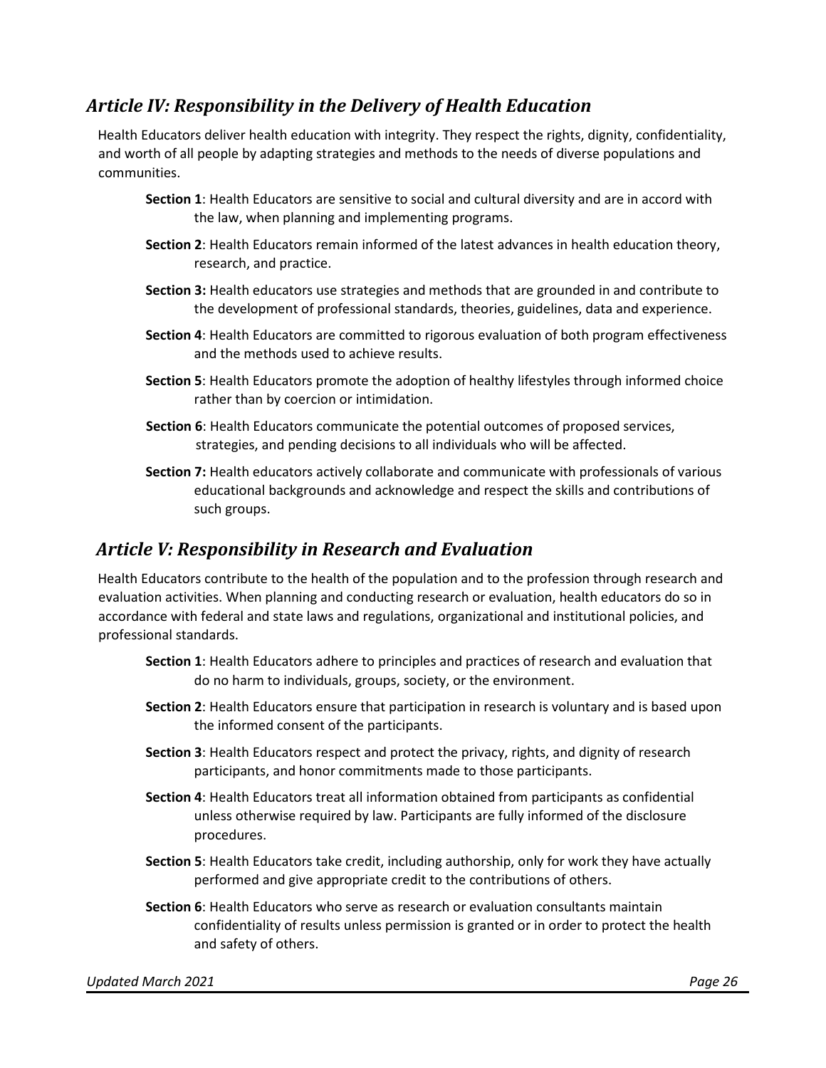## *Article IV: Responsibility in the Delivery of Health Education*

Health Educators deliver health education with integrity. They respect the rights, dignity, confidentiality, and worth of all people by adapting strategies and methods to the needs of diverse populations and communities.

**Section 1**: Health Educators are sensitive to social and cultural diversity and are in accord with the law, when planning and implementing programs.

**Section 2**: Health Educators remain informed of the latest advances in health education theory, research, and practice.

**Section 3:** Health educators use strategies and methods that are grounded in and contribute to the development of professional standards, theories, guidelines, data and experience.

**Section 4**: Health Educators are committed to rigorous evaluation of both program effectiveness and the methods used to achieve results.

**Section 5**: Health Educators promote the adoption of healthy lifestyles through informed choice rather than by coercion or intimidation.

**Section 6**: Health Educators communicate the potential outcomes of proposed services, strategies, and pending decisions to all individuals who will be affected.

**Section 7:** Health educators actively collaborate and communicate with professionals of various educational backgrounds and acknowledge and respect the skills and contributions of such groups.

## *Article V: Responsibility in Research and Evaluation*

Health Educators contribute to the health of the population and to the profession through research and evaluation activities. When planning and conducting research or evaluation, health educators do so in accordance with federal and state laws and regulations, organizational and institutional policies, and professional standards.

**Section 1**: Health Educators adhere to principles and practices of research and evaluation that do no harm to individuals, groups, society, or the environment.

**Section 2**: Health Educators ensure that participation in research is voluntary and is based upon the informed consent of the participants.

**Section 3**: Health Educators respect and protect the privacy, rights, and dignity of research participants, and honor commitments made to those participants.

**Section 4**: Health Educators treat all information obtained from participants as confidential unless otherwise required by law. Participants are fully informed of the disclosure procedures.

**Section 5**: Health Educators take credit, including authorship, only for work they have actually performed and give appropriate credit to the contributions of others.

**Section 6**: Health Educators who serve as research or evaluation consultants maintain confidentiality of results unless permission is granted or in order to protect the health and safety of others.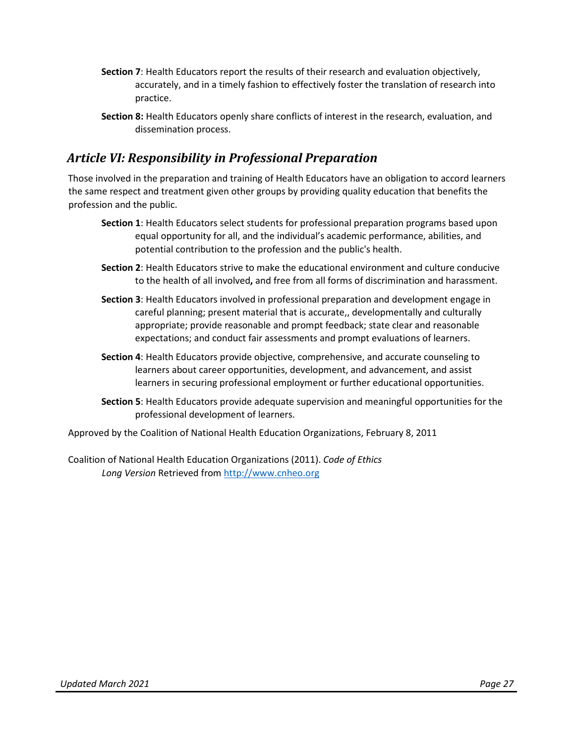**Section 7**: Health Educators report the results of their research and evaluation objectively, accurately, and in a timely fashion to effectively foster the translation of research into practice.

**Section 8:** Health Educators openly share conflicts of interest in the research, evaluation, and dissemination process.

## *Article VI: Responsibility in Professional Preparation*

Those involved in the preparation and training of Health Educators have an obligation to accord learners the same respect and treatment given other groups by providing quality education that benefits the profession and the public.

**Section 1**: Health Educators select students for professional preparation programs based upon equal opportunity for all, and the individual's academic performance, abilities, and potential contribution to the profession and the public's health.

**Section 2**: Health Educators strive to make the educational environment and culture conducive to the health of all involved**,** and free from all forms of discrimination and harassment.

**Section 3**: Health Educators involved in professional preparation and development engage in careful planning; present material that is accurate,, developmentally and culturally appropriate; provide reasonable and prompt feedback; state clear and reasonable expectations; and conduct fair assessments and prompt evaluations of learners.

**Section 4**: Health Educators provide objective, comprehensive, and accurate counseling to learners about career opportunities, development, and advancement, and assist learners in securing professional employment or further educational opportunities.

**Section 5**: Health Educators provide adequate supervision and meaningful opportunities for the professional development of learners.

Approved by the Coalition of National Health Education Organizations, February 8, 2011

Coalition of National Health Education Organizations (2011). *Code of Ethics Long Version* Retrieved from [http://www.cnheo.org](http://www.cnheo.org)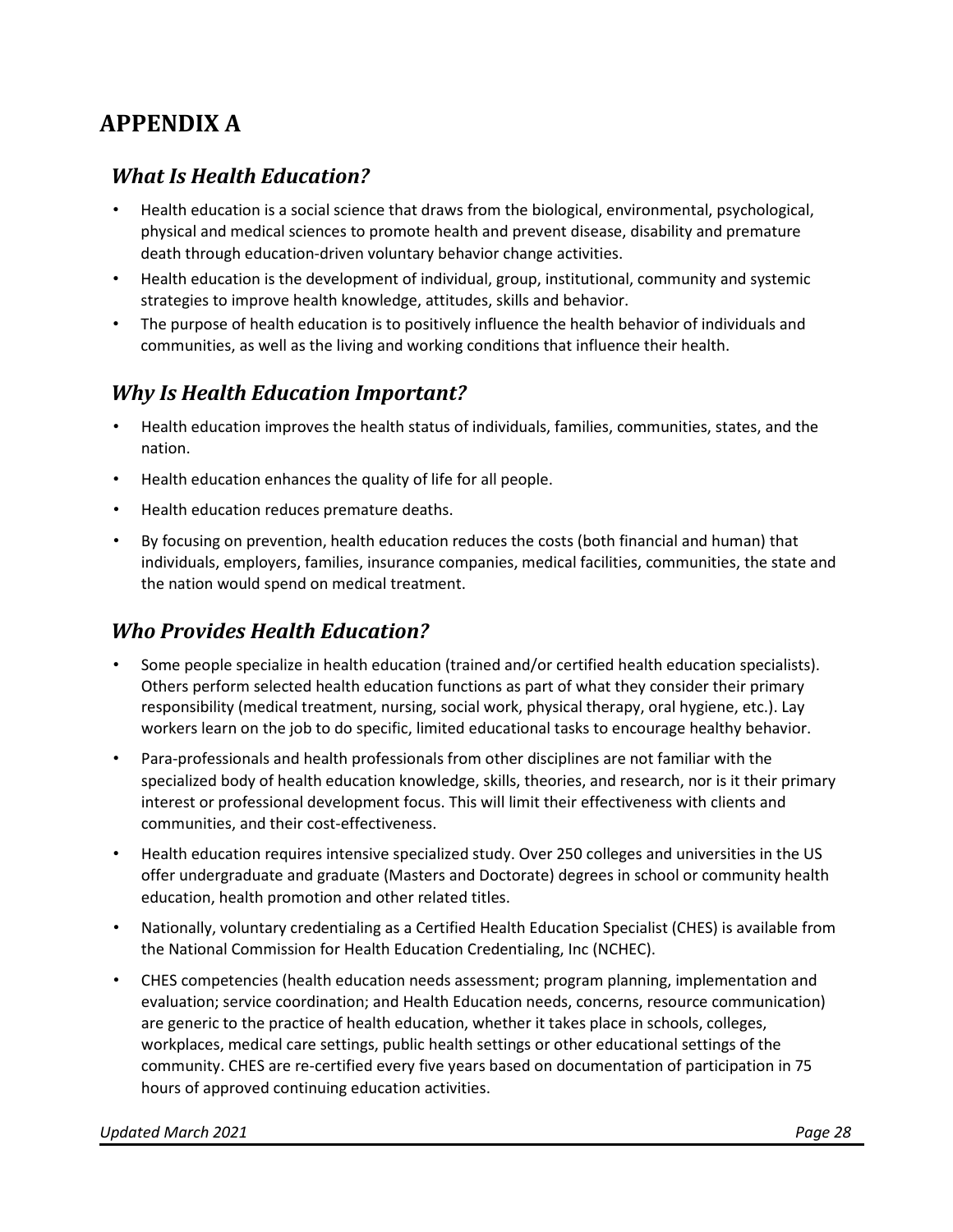# APPENDIX A

## *What Is Health Education?*

- Health education is a social science that draws from the biological, environmental, psychological, physical and medical sciences to promote health and prevent disease, disability and premature death through education-driven voluntary behavior change activities.
- Health education is the development of individual, group, institutional, community and systemic strategies to improve health knowledge, attitudes, skills and behavior.
- The purpose of health education is to positively influence the health behavior of individuals and communities, as well as the living and working conditions that influence their health.

## *Why Is Health Education Important?*

- Health education improves the health status of individuals, families, communities, states, and the nation.
- Health education enhances the quality of life for all people.
- Health education reduces premature deaths.
- By focusing on prevention, health education reduces the costs (both financial and human) that individuals, employers, families, insurance companies, medical facilities, communities, the state and the nation would spend on medical treatment.

## *Who Provides Health Education?*

- Some people specialize in health education (trained and/or certified health education specialists). Others perform selected health education functions as part of what they consider their primary responsibility (medical treatment, nursing, social work, physical therapy, oral hygiene, etc.). Lay workers learn on the job to do specific, limited educational tasks to encourage healthy behavior.
- Para-professionals and health professionals from other disciplines are not familiar with the specialized body of health education knowledge, skills, theories, and research, nor is it their primary interest or professional development focus. This will limit their effectiveness with clients and communities, and their cost-effectiveness.
- Health education requires intensive specialized study. Over 250 colleges and universities in the US offer undergraduate and graduate (Masters and Doctorate) degrees in school or community health education, health promotion and other related titles.
- Nationally, voluntary credentialing as a Certified Health Education Specialist (CHES) is available from the National Commission for Health Education Credentialing, Inc (NCHEC).
- CHES competencies (health education needs assessment; program planning, implementation and evaluation; service coordination; and Health Education needs, concerns, resource communication) are generic to the practice of health education, whether it takes place in schools, colleges, workplaces, medical care settings, public health settings or other educational settings of the community. CHES are re-certified every five years based on documentation of participation in 75 hours of approved continuing education activities.

*Updated March 2021*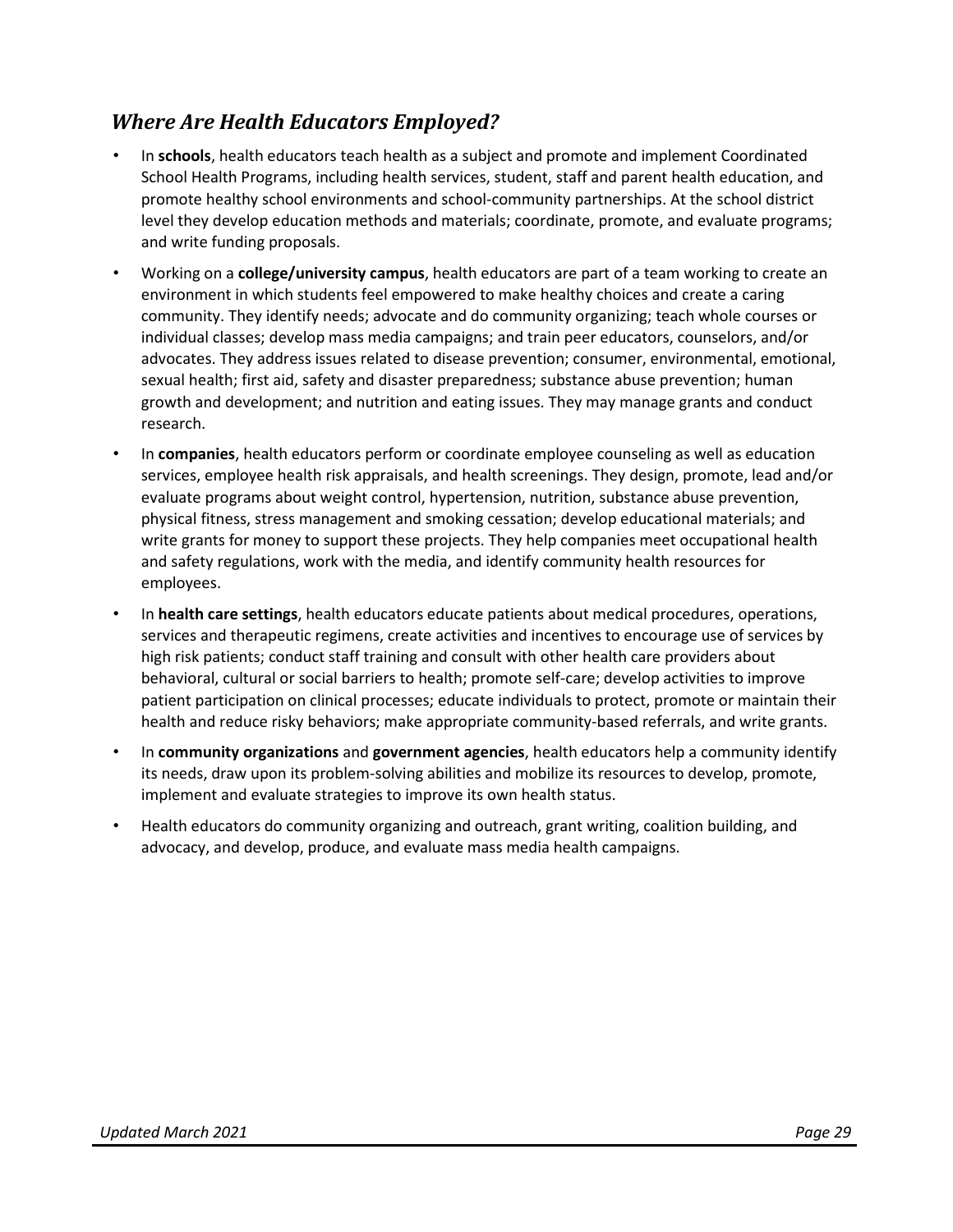## *Where Are Health Educators Employed?*

- In **schools**, health educators teach health as a subject and promote and implement Coordinated School Health Programs, including health services, student, staff and parent health education, and promote healthy school environments and school-community partnerships. At the school district level they develop education methods and materials; coordinate, promote, and evaluate programs; and write funding proposals.
- Working on a **college/university campus**, health educators are part of a team working to create an environment in which students feel empowered to make healthy choices and create a caring community. They identify needs; advocate and do community organizing; teach whole courses or individual classes; develop mass media campaigns; and train peer educators, counselors, and/or advocates. They address issues related to disease prevention; consumer, environmental, emotional, sexual health; first aid, safety and disaster preparedness; substance abuse prevention; human growth and development; and nutrition and eating issues. They may manage grants and conduct research.
- In **companies**, health educators perform or coordinate employee counseling as well as education services, employee health risk appraisals, and health screenings. They design, promote, lead and/or evaluate programs about weight control, hypertension, nutrition, substance abuse prevention, physical fitness, stress management and smoking cessation; develop educational materials; and write grants for money to support these projects. They help companies meet occupational health and safety regulations, work with the media, and identify community health resources for employees.
- In **health care settings**, health educators educate patients about medical procedures, operations, services and therapeutic regimens, create activities and incentives to encourage use of services by high risk patients; conduct staff training and consult with other health care providers about behavioral, cultural or social barriers to health; promote self-care; develop activities to improve patient participation on clinical processes; educate individuals to protect, promote or maintain their health and reduce risky behaviors; make appropriate community-based referrals, and write grants.
- In **community organizations** and **government agencies**, health educators help a community identify its needs, draw upon its problem-solving abilities and mobilize its resources to develop, promote, implement and evaluate strategies to improve its own health status.
- Health educators do community organizing and outreach, grant writing, coalition building, and advocacy, and develop, produce, and evaluate mass media health campaigns.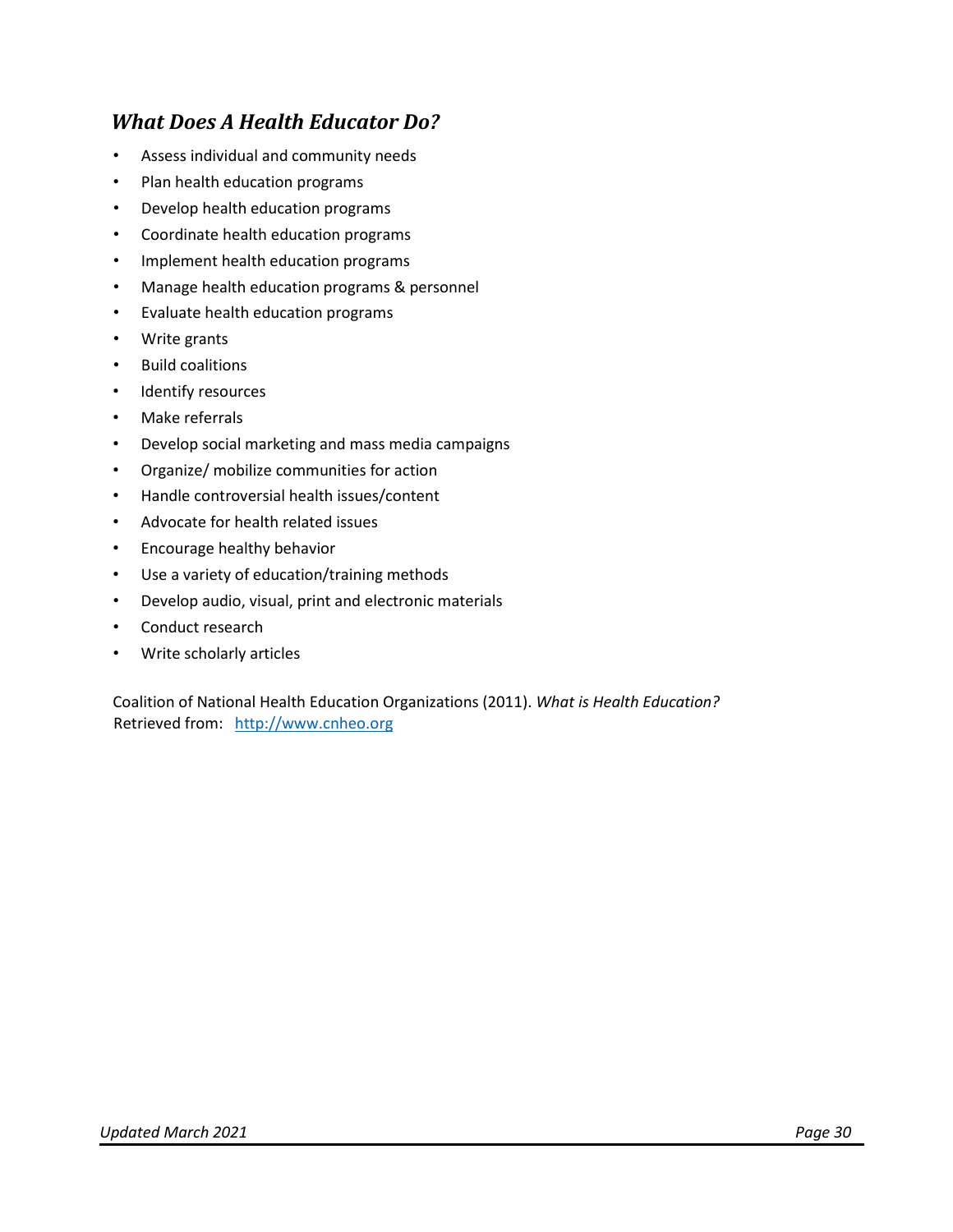## ***What Does A Health Educator Do?***

- Assess individual and community needs
- Plan health education programs
- Develop health education programs
- Coordinate health education programs
- Implement health education programs
- Manage health education programs & personnel
- Evaluate health education programs
- Write grants
- Build coalitions
- Identify resources
- Make referrals
- Develop social marketing and mass media campaigns
- Organize/ mobilize communities for action
- Handle controversial health issues/content
- Advocate for health related issues
- Encourage healthy behavior
- Use a variety of education/training methods
- Develop audio, visual, print and electronic materials
- Conduct research
- Write scholarly articles

Coalition of National Health Education Organizations (2011). *What is Health Education?* Retrieved from: [http://www.cnheo.org](http://www.cnheo.org)